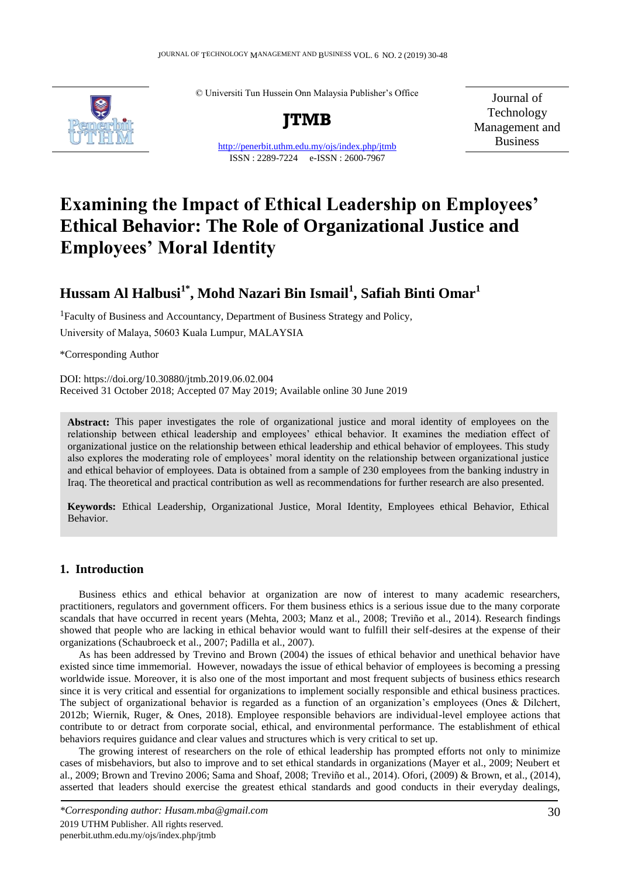© Universiti Tun Hussein Onn Malaysia Publisher's Office

**JTMB**

Journal of Technology Management and Business

http://penerbit.uthm.edu.my/ojs/index.php/jtmb

ISSN : 2289-7224 e-ISSN : 2600-7967

# Examining the Impact of Ethical Leadership on Employees' Ethical Behavior: The Role of Organizational Justice and Employees' Moral Identity

## Hussam Al Halbusi[1*], Mohd Nazari Bin Ismail[1], Safiah Binti Omar[1]

[1]Faculty of Business and Accountancy, Department of Business Strategy and Policy, University of Malaya, 50603 Kuala Lumpur, MALAYSIA

*Corresponding Author

DOI: https://doi.org/10.30880/jtmb.2019.06.02.004

Received 31 October 2018; Accepted 07 May 2019; Available online 30 June 2019

**Abstract:** This paper investigates the role of organizational justice and moral identity of employees on the relationship between ethical leadership and employees' ethical behavior. It examines the mediation effect of organizational justice on the relationship between ethical leadership and ethical behavior of employees. This study also explores the moderating role of employees' moral identity on the relationship between organizational justice and ethical behavior of employees. Data is obtained from a sample of 230 employees from the banking industry in Iraq. The theoretical and practical contribution as well as recommendations for further research are also presented.

**Keywords:** Ethical Leadership, Organizational Justice, Moral Identity, Employees ethical Behavior, Ethical Behavior.

## 1. Introduction

Business ethics and ethical behavior at organization are now of interest to many academic researchers, practitioners, regulators and government officers. For them business ethics is a serious issue due to the many corporate scandals that have occurred in recent years (Mehta, 2003; Manz et al., 2008; Treviño et al., 2014). Research findings showed that people who are lacking in ethical behavior would want to fulfill their self-desires at the expense of their organizations (Schaubroeck et al., 2007; Padilla et al., 2007).

As has been addressed by Trevino and Brown (2004) the issues of ethical behavior and unethical behavior have existed since time immemorial. However, nowadays the issue of ethical behavior of employees is becoming a pressing worldwide issue. Moreover, it is also one of the most important and most frequent subjects of business ethics research since it is very critical and essential for organizations to implement socially responsible and ethical business practices. The subject of organizational behavior is regarded as a function of an organization's employees (Ones & Dilchert, 2012b; Wiernik, Ruger, & Ones, 2018). Employee responsible behaviors are individual-level employee actions that contribute to or detract from corporate social, ethical, and environmental performance. The establishment of ethical behaviors requires guidance and clear values and structures which is very critical to set up.

The growing interest of researchers on the role of ethical leadership has prompted efforts not only to minimize cases of misbehaviors, but also to improve and to set ethical standards in organizations (Mayer et al., 2009; Neubert et al., 2009; Brown and Trevino 2006; Sama and Shoaf, 2008; Treviño et al., 2014). Ofori, (2009) & Brown, et al., (2014), asserted that leaders should exercise the greatest ethical standards and good conducts in their everyday dealings,

*\*Corresponding author: Husam.mba@gmail.com*

2019 UTHM Publisher. All rights reserved.

penerbit.uthm.edu.my/ojs/index.php/jtmb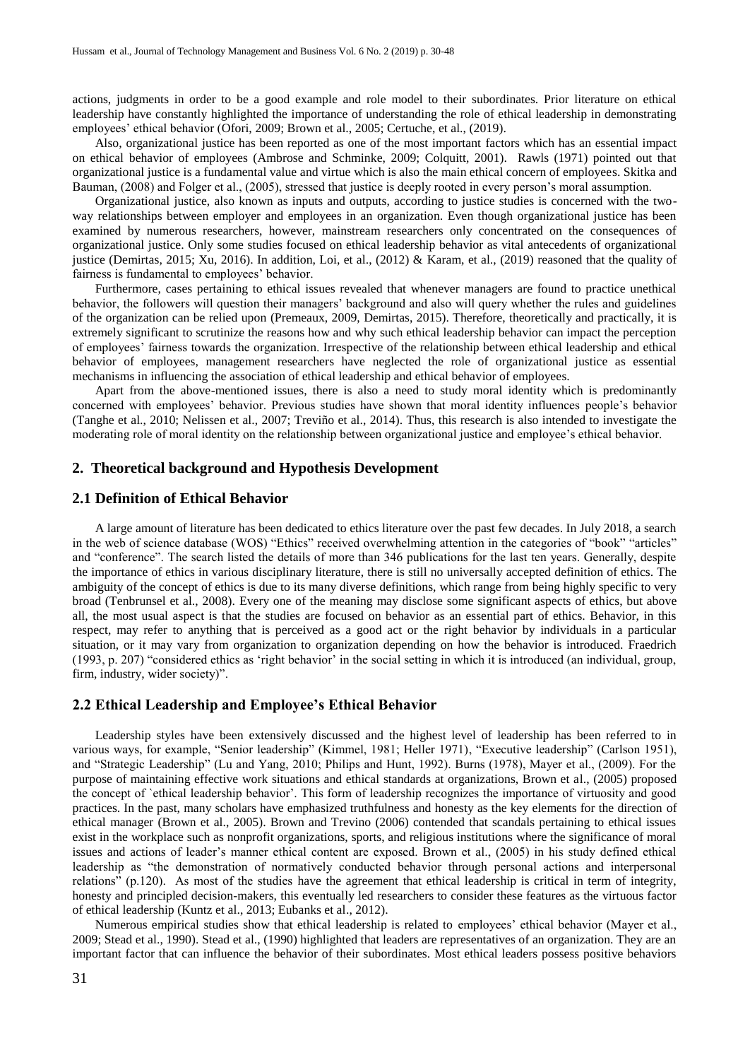actions, judgments in order to be a good example and role model to their subordinates. Prior literature on ethical leadership have constantly highlighted the importance of understanding the role of ethical leadership in demonstrating employees' ethical behavior (Ofori, 2009; Brown et al., 2005; Certuche, et al., (2019).

Also, organizational justice has been reported as one of the most important factors which has an essential impact on ethical behavior of employees (Ambrose and Schminke, 2009; Colquitt, 2001). Rawls (1971) pointed out that organizational justice is a fundamental value and virtue which is also the main ethical concern of employees. Skitka and Bauman, (2008) and Folger et al., (2005), stressed that justice is deeply rooted in every person's moral assumption.

Organizational justice, also known as inputs and outputs, according to justice studies is concerned with the two-way relationships between employer and employees in an organization. Even though organizational justice has been examined by numerous researchers, however, mainstream researchers only concentrated on the consequences of organizational justice. Only some studies focused on ethical leadership behavior as vital antecedents of organizational justice (Demirtas, 2015; Xu, 2016). In addition, Loi, et al., (2012) & Karam, et al., (2019) reasoned that the quality of fairness is fundamental to employees' behavior.

Furthermore, cases pertaining to ethical issues revealed that whenever managers are found to practice unethical behavior, the followers will question their managers' background and also will query whether the rules and guidelines of the organization can be relied upon (Premeaux, 2009, Demirtas, 2015). Therefore, theoretically and practically, it is extremely significant to scrutinize the reasons how and why such ethical leadership behavior can impact the perception of employees' fairness towards the organization. Irrespective of the relationship between ethical leadership and ethical behavior of employees, management researchers have neglected the role of organizational justice as essential mechanisms in influencing the association of ethical leadership and ethical behavior of employees.

Apart from the above-mentioned issues, there is also a need to study moral identity which is predominantly concerned with employees' behavior. Previous studies have shown that moral identity influences people's behavior (Tanghe et al., 2010; Nelissen et al., 2007; Treviño et al., 2014). Thus, this research is also intended to investigate the moderating role of moral identity on the relationship between organizational justice and employee's ethical behavior.

## 2. Theoretical background and Hypothesis Development

### 2.1 Definition of Ethical Behavior

A large amount of literature has been dedicated to ethics literature over the past few decades. In July 2018, a search in the web of science database (WOS) "Ethics" received overwhelming attention in the categories of "book" "articles" and "conference". The search listed the details of more than 346 publications for the last ten years. Generally, despite the importance of ethics in various disciplinary literature, there is still no universally accepted definition of ethics. The ambiguity of the concept of ethics is due to its many diverse definitions, which range from being highly specific to very broad (Tenbrunsel et al., 2008). Every one of the meaning may disclose some significant aspects of ethics, but above all, the most usual aspect is that the studies are focused on behavior as an essential part of ethics. Behavior, in this respect, may refer to anything that is perceived as a good act or the right behavior by individuals in a particular situation, or it may vary from organization to organization depending on how the behavior is introduced. Fraedrich (1993, p. 207) "considered ethics as 'right behavior' in the social setting in which it is introduced (an individual, group, firm, industry, wider society)".

### 2.2 Ethical Leadership and Employee's Ethical Behavior

Leadership styles have been extensively discussed and the highest level of leadership has been referred to in various ways, for example, "Senior leadership" (Kimmel, 1981; Heller 1971), "Executive leadership" (Carlson 1951), and "Strategic Leadership" (Lu and Yang, 2010; Philips and Hunt, 1992). Burns (1978), Mayer et al., (2009). For the purpose of maintaining effective work situations and ethical standards at organizations, Brown et al., (2005) proposed the concept of `ethical leadership behavior'. This form of leadership recognizes the importance of virtuosity and good practices. In the past, many scholars have emphasized truthfulness and honesty as the key elements for the direction of ethical manager (Brown et al., 2005). Brown and Trevino (2006) contended that scandals pertaining to ethical issues exist in the workplace such as nonprofit organizations, sports, and religious institutions where the significance of moral issues and actions of leader's manner ethical content are exposed. Brown et al., (2005) in his study defined ethical leadership as "the demonstration of normatively conducted behavior through personal actions and interpersonal relations" (p.120). As most of the studies have the agreement that ethical leadership is critical in term of integrity, honesty and principled decision-makers, this eventually led researchers to consider these features as the virtuous factor of ethical leadership (Kuntz et al., 2013; Eubanks et al., 2012).

Numerous empirical studies show that ethical leadership is related to employees' ethical behavior (Mayer et al., 2009; Stead et al., 1990). Stead et al., (1990) highlighted that leaders are representatives of an organization. They are an important factor that can influence the behavior of their subordinates. Most ethical leaders possess positive behaviors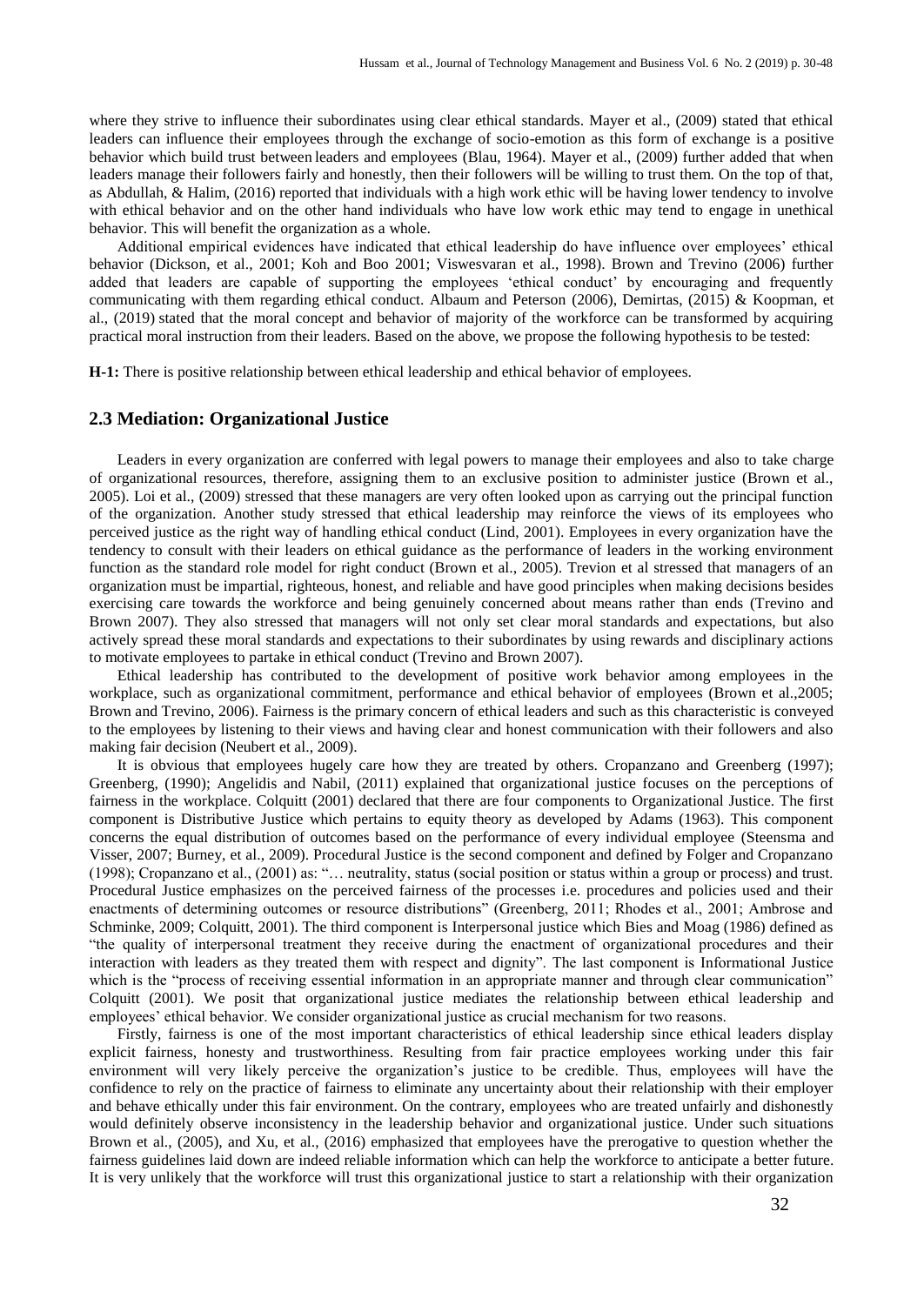where they strive to influence their subordinates using clear ethical standards. Mayer et al., (2009) stated that ethical leaders can influence their employees through the exchange of socio-emotion as this form of exchange is a positive behavior which build trust between leaders and employees (Blau, 1964). Mayer et al., (2009) further added that when leaders manage their followers fairly and honestly, then their followers will be willing to trust them. On the top of that, as Abdullah, & Halim, (2016) reported that individuals with a high work ethic will be having lower tendency to involve with ethical behavior and on the other hand individuals who have low work ethic may tend to engage in unethical behavior. This will benefit the organization as a whole.

Additional empirical evidences have indicated that ethical leadership do have influence over employees' ethical behavior (Dickson, et al., 2001; Koh and Boo 2001; Viswesvaran et al., 1998). Brown and Trevino (2006) further added that leaders are capable of supporting the employees 'ethical conduct' by encouraging and frequently communicating with them regarding ethical conduct. Albaum and Peterson (2006), Demirtas, (2015) & Koopman, et al., (2019) stated that the moral concept and behavior of majority of the workforce can be transformed by acquiring practical moral instruction from their leaders. Based on the above, we propose the following hypothesis to be tested:

**H-1:** There is positive relationship between ethical leadership and ethical behavior of employees.

## 2.3 Mediation: Organizational Justice

Leaders in every organization are conferred with legal powers to manage their employees and also to take charge of organizational resources, therefore, assigning them to an exclusive position to administer justice (Brown et al., 2005). Loi et al., (2009) stressed that these managers are very often looked upon as carrying out the principal function of the organization. Another study stressed that ethical leadership may reinforce the views of its employees who perceived justice as the right way of handling ethical conduct (Lind, 2001). Employees in every organization have the tendency to consult with their leaders on ethical guidance as the performance of leaders in the working environment function as the standard role model for right conduct (Brown et al., 2005). Trevion et al stressed that managers of an organization must be impartial, righteous, honest, and reliable and have good principles when making decisions besides exercising care towards the workforce and being genuinely concerned about means rather than ends (Trevino and Brown 2007). They also stressed that managers will not only set clear moral standards and expectations, but also actively spread these moral standards and expectations to their subordinates by using rewards and disciplinary actions to motivate employees to partake in ethical conduct (Trevino and Brown 2007).

Ethical leadership has contributed to the development of positive work behavior among employees in the workplace, such as organizational commitment, performance and ethical behavior of employees (Brown et al.,2005; Brown and Trevino, 2006). Fairness is the primary concern of ethical leaders and such as this characteristic is conveyed to the employees by listening to their views and having clear and honest communication with their followers and also making fair decision (Neubert et al., 2009).

It is obvious that employees hugely care how they are treated by others. Cropanzano and Greenberg (1997); Greenberg, (1990); Angelidis and Nabil, (2011) explained that organizational justice focuses on the perceptions of fairness in the workplace. Colquitt (2001) declared that there are four components to Organizational Justice. The first component is Distributive Justice which pertains to equity theory as developed by Adams (1963). This component concerns the equal distribution of outcomes based on the performance of every individual employee (Steensma and Visser, 2007; Burney, et al., 2009). Procedural Justice is the second component and defined by Folger and Cropanzano (1998); Cropanzano et al., (2001) as: "… neutrality, status (social position or status within a group or process) and trust. Procedural Justice emphasizes on the perceived fairness of the processes i.e. procedures and policies used and their enactments of determining outcomes or resource distributions" (Greenberg, 2011; Rhodes et al., 2001; Ambrose and Schminke, 2009; Colquitt, 2001). The third component is Interpersonal justice which Bies and Moag (1986) defined as "the quality of interpersonal treatment they receive during the enactment of organizational procedures and their interaction with leaders as they treated them with respect and dignity". The last component is Informational Justice which is the "process of receiving essential information in an appropriate manner and through clear communication" Colquitt (2001). We posit that organizational justice mediates the relationship between ethical leadership and employees' ethical behavior. We consider organizational justice as crucial mechanism for two reasons.

Firstly, fairness is one of the most important characteristics of ethical leadership since ethical leaders display explicit fairness, honesty and trustworthiness. Resulting from fair practice employees working under this fair environment will very likely perceive the organization's justice to be credible. Thus, employees will have the confidence to rely on the practice of fairness to eliminate any uncertainty about their relationship with their employer and behave ethically under this fair environment. On the contrary, employees who are treated unfairly and dishonestly would definitely observe inconsistency in the leadership behavior and organizational justice. Under such situations Brown et al., (2005), and Xu, et al., (2016) emphasized that employees have the prerogative to question whether the fairness guidelines laid down are indeed reliable information which can help the workforce to anticipate a better future. It is very unlikely that the workforce will trust this organizational justice to start a relationship with their organization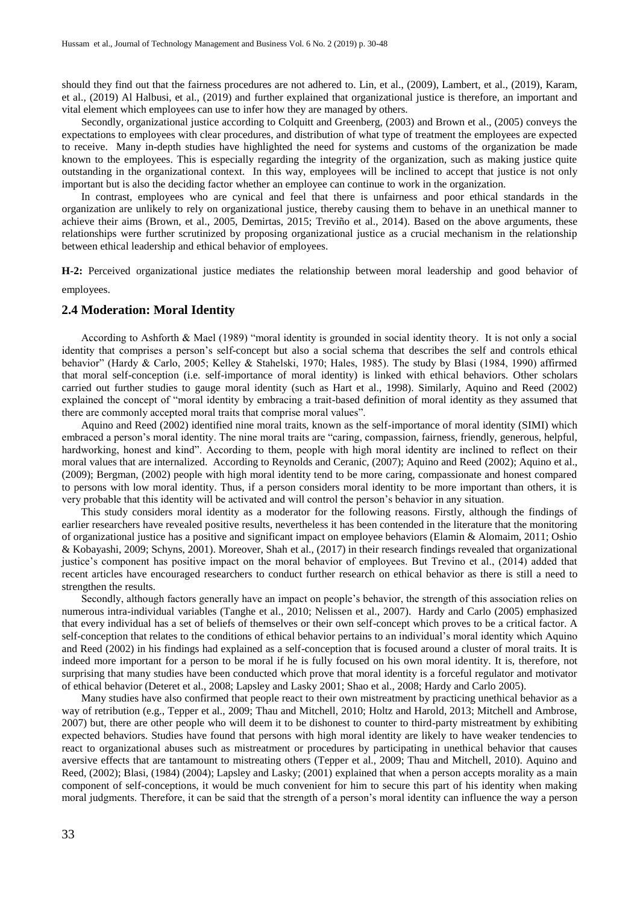should they find out that the fairness procedures are not adhered to. Lin, et al., (2009), Lambert, et al., (2019), Karam, et al., (2019) Al Halbusi, et al., (2019) and further explained that organizational justice is therefore, an important and vital element which employees can use to infer how they are managed by others.

Secondly, organizational justice according to Colquitt and Greenberg, (2003) and Brown et al., (2005) conveys the expectations to employees with clear procedures, and distribution of what type of treatment the employees are expected to receive. Many in-depth studies have highlighted the need for systems and customs of the organization be made known to the employees. This is especially regarding the integrity of the organization, such as making justice quite outstanding in the organizational context. In this way, employees will be inclined to accept that justice is not only important but is also the deciding factor whether an employee can continue to work in the organization.

In contrast, employees who are cynical and feel that there is unfairness and poor ethical standards in the organization are unlikely to rely on organizational justice, thereby causing them to behave in an unethical manner to achieve their aims (Brown, et al., 2005, Demirtas, 2015; Treviño et al., 2014). Based on the above arguments, these relationships were further scrutinized by proposing organizational justice as a crucial mechanism in the relationship between ethical leadership and ethical behavior of employees.

**H-2:** Perceived organizational justice mediates the relationship between moral leadership and good behavior of employees.

## 2.4 Moderation: Moral Identity

According to Ashforth & Mael (1989) "moral identity is grounded in social identity theory. It is not only a social identity that comprises a person's self-concept but also a social schema that describes the self and controls ethical behavior" (Hardy & Carlo, 2005; Kelley & Stahelski, 1970; Hales, 1985). The study by Blasi (1984, 1990) affirmed that moral self-conception (i.e. self-importance of moral identity) is linked with ethical behaviors. Other scholars carried out further studies to gauge moral identity (such as Hart et al., 1998). Similarly, Aquino and Reed (2002) explained the concept of "moral identity by embracing a trait-based definition of moral identity as they assumed that there are commonly accepted moral traits that comprise moral values".

Aquino and Reed (2002) identified nine moral traits, known as the self-importance of moral identity (SIMI) which embraced a person's moral identity. The nine moral traits are "caring, compassion, fairness, friendly, generous, helpful, hardworking, honest and kind". According to them, people with high moral identity are inclined to reflect on their moral values that are internalized. According to Reynolds and Ceranic, (2007); Aquino and Reed (2002); Aquino et al., (2009); Bergman, (2002) people with high moral identity tend to be more caring, compassionate and honest compared to persons with low moral identity. Thus, if a person considers moral identity to be more important than others, it is very probable that this identity will be activated and will control the person's behavior in any situation.

This study considers moral identity as a moderator for the following reasons. Firstly, although the findings of earlier researchers have revealed positive results, nevertheless it has been contended in the literature that the monitoring of organizational justice has a positive and significant impact on employee behaviors (Elamin & Alomaim, 2011; Oshio & Kobayashi, 2009; Schyns, 2001). Moreover, Shah et al., (2017) in their research findings revealed that organizational justice's component has positive impact on the moral behavior of employees. But Trevino et al., (2014) added that recent articles have encouraged researchers to conduct further research on ethical behavior as there is still a need to strengthen the results.

Secondly, although factors generally have an impact on people's behavior, the strength of this association relies on numerous intra-individual variables (Tanghe et al., 2010; Nelissen et al., 2007). Hardy and Carlo (2005) emphasized that every individual has a set of beliefs of themselves or their own self-concept which proves to be a critical factor. A self-conception that relates to the conditions of ethical behavior pertains to an individual's moral identity which Aquino and Reed (2002) in his findings had explained as a self-conception that is focused around a cluster of moral traits. It is indeed more important for a person to be moral if he is fully focused on his own moral identity. It is, therefore, not surprising that many studies have been conducted which prove that moral identity is a forceful regulator and motivator of ethical behavior (Deteret et al., 2008; Lapsley and Lasky 2001; Shao et al., 2008; Hardy and Carlo 2005).

Many studies have also confirmed that people react to their own mistreatment by practicing unethical behavior as a way of retribution (e.g., Tepper et al., 2009; Thau and Mitchell, 2010; Holtz and Harold, 2013; Mitchell and Ambrose, 2007) but, there are other people who will deem it to be dishonest to counter to third-party mistreatment by exhibiting expected behaviors. Studies have found that persons with high moral identity are likely to have weaker tendencies to react to organizational abuses such as mistreatment or procedures by participating in unethical behavior that causes aversive effects that are tantamount to mistreating others (Tepper et al., 2009; Thau and Mitchell, 2010). Aquino and Reed, (2002); Blasi, (1984) (2004); Lapsley and Lasky; (2001) explained that when a person accepts morality as a main component of self-conceptions, it would be much convenient for him to secure this part of his identity when making moral judgments. Therefore, it can be said that the strength of a person's moral identity can influence the way a person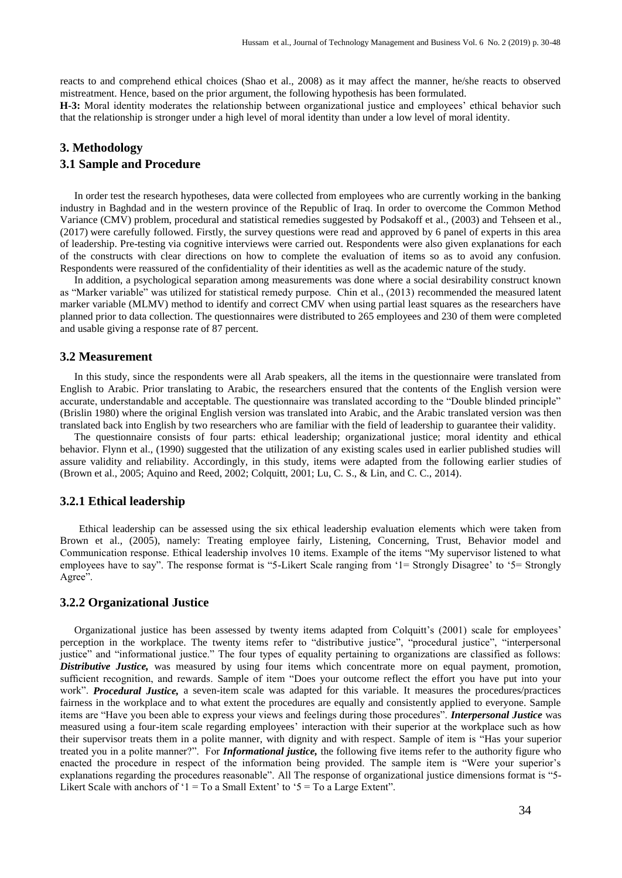reacts to and comprehend ethical choices (Shao et al., 2008) as it may affect the manner, he/she reacts to observed mistreatment. Hence, based on the prior argument, the following hypothesis has been formulated.

**H-3:** Moral identity moderates the relationship between organizational justice and employees' ethical behavior such that the relationship is stronger under a high level of moral identity than under a low level of moral identity.

## 3. Methodology

### 3.1 Sample and Procedure

In order test the research hypotheses, data were collected from employees who are currently working in the banking industry in Baghdad and in the western province of the Republic of Iraq. In order to overcome the Common Method Variance (CMV) problem, procedural and statistical remedies suggested by Podsakoff et al., (2003) and Tehseen et al., (2017) were carefully followed. Firstly, the survey questions were read and approved by 6 panel of experts in this area of leadership. Pre-testing via cognitive interviews were carried out. Respondents were also given explanations for each of the constructs with clear directions on how to complete the evaluation of items so as to avoid any confusion. Respondents were reassured of the confidentiality of their identities as well as the academic nature of the study.

In addition, a psychological separation among measurements was done where a social desirability construct known as "Marker variable" was utilized for statistical remedy purpose. Chin et al., (2013) recommended the measured latent marker variable (MLMV) method to identify and correct CMV when using partial least squares as the researchers have planned prior to data collection. The questionnaires were distributed to 265 employees and 230 of them were completed and usable giving a response rate of 87 percent.

### 3.2 Measurement

In this study, since the respondents were all Arab speakers, all the items in the questionnaire were translated from English to Arabic. Prior translating to Arabic, the researchers ensured that the contents of the English version were accurate, understandable and acceptable. The questionnaire was translated according to the "Double blinded principle" (Brislin 1980) where the original English version was translated into Arabic, and the Arabic translated version was then translated back into English by two researchers who are familiar with the field of leadership to guarantee their validity.

The questionnaire consists of four parts: ethical leadership; organizational justice; moral identity and ethical behavior. Flynn et al., (1990) suggested that the utilization of any existing scales used in earlier published studies will assure validity and reliability. Accordingly, in this study, items were adapted from the following earlier studies of (Brown et al., 2005; Aquino and Reed, 2002; Colquitt, 2001; Lu, C. S., & Lin, and C. C., 2014).

### 3.2.1 Ethical leadership

Ethical leadership can be assessed using the six ethical leadership evaluation elements which were taken from Brown et al., (2005), namely: Treating employee fairly, Listening, Concerning, Trust, Behavior model and Communication response. Ethical leadership involves 10 items. Example of the items "My supervisor listened to what employees have to say". The response format is "5-Likert Scale ranging from '1= Strongly Disagree' to '5= Strongly Agree".

### 3.2.2 Organizational Justice

Organizational justice has been assessed by twenty items adapted from Colquitt's (2001) scale for employees' perception in the workplace. The twenty items refer to "distributive justice", "procedural justice", "interpersonal justice" and "informational justice." The four types of equality pertaining to organizations are classified as follows: ***Distributive Justice,*** was measured by using four items which concentrate more on equal payment, promotion, sufficient recognition, and rewards. Sample of item "Does your outcome reflect the effort you have put into your work". ***Procedural Justice,*** a seven-item scale was adapted for this variable. It measures the procedures/practices fairness in the workplace and to what extent the procedures are equally and consistently applied to everyone. Sample items are "Have you been able to express your views and feelings during those procedures". ***Interpersonal Justice*** was measured using a four-item scale regarding employees' interaction with their superior at the workplace such as how their supervisor treats them in a polite manner, with dignity and with respect. Sample of item is "Has your superior treated you in a polite manner?". For ***Informational justice,*** the following five items refer to the authority figure who enacted the procedure in respect of the information being provided. The sample item is "Were your superior's explanations regarding the procedures reasonable". All The response of organizational justice dimensions format is "5-Likert Scale with anchors of '1 = To a Small Extent' to '5 = To a Large Extent".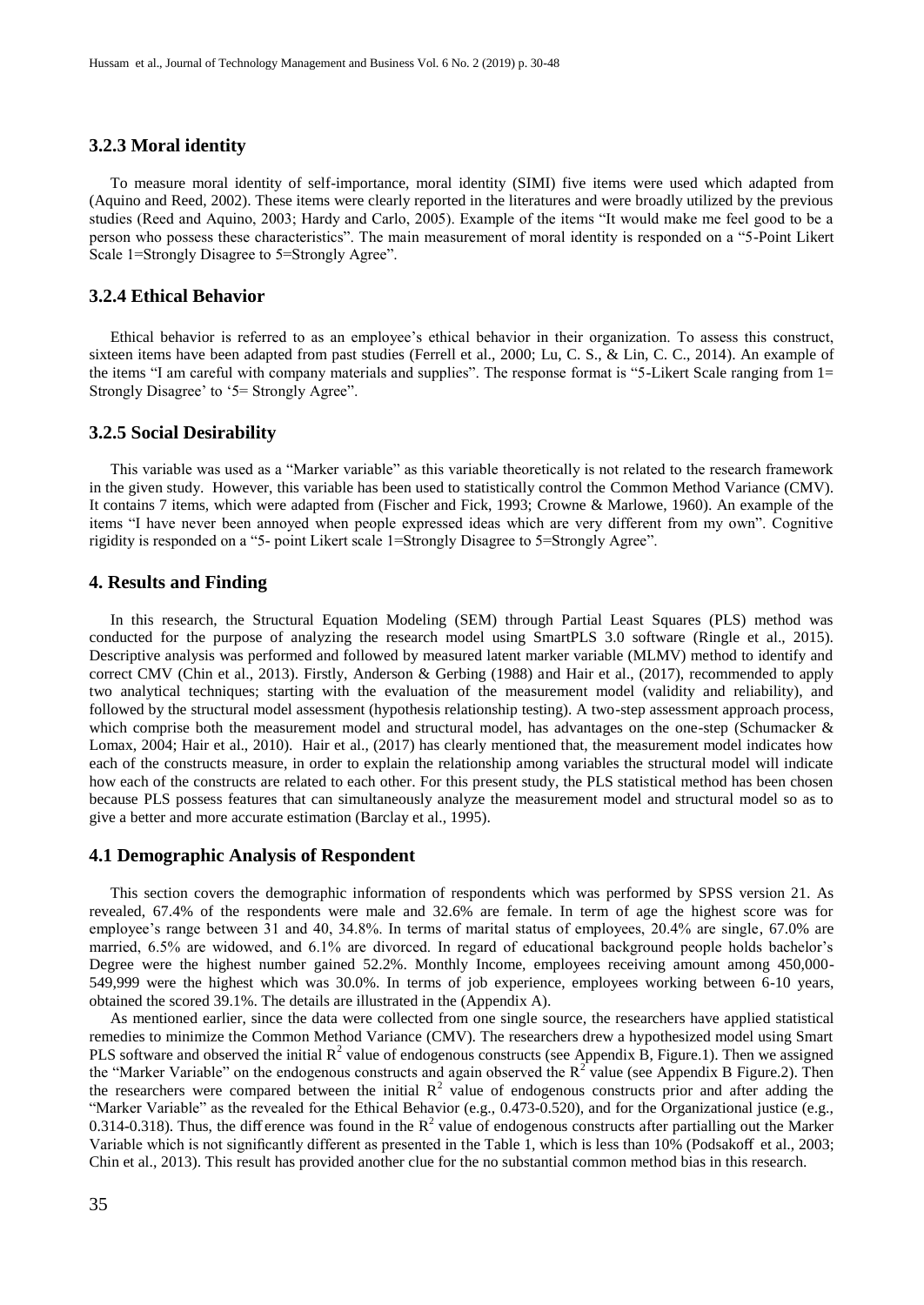### 3.2.3 Moral identity

To measure moral identity of self-importance, moral identity (SIMI) five items were used which adapted from (Aquino and Reed, 2002). These items were clearly reported in the literatures and were broadly utilized by the previous studies (Reed and Aquino, 2003; Hardy and Carlo, 2005). Example of the items "It would make me feel good to be a person who possess these characteristics". The main measurement of moral identity is responded on a "5-Point Likert Scale 1=Strongly Disagree to 5=Strongly Agree".

### 3.2.4 Ethical Behavior

Ethical behavior is referred to as an employee's ethical behavior in their organization. To assess this construct, sixteen items have been adapted from past studies (Ferrell et al., 2000; Lu, C. S., & Lin, C. C., 2014). An example of the items "I am careful with company materials and supplies". The response format is "5-Likert Scale ranging from 1= Strongly Disagree' to '5= Strongly Agree".

### 3.2.5 Social Desirability

This variable was used as a "Marker variable" as this variable theoretically is not related to the research framework in the given study. However, this variable has been used to statistically control the Common Method Variance (CMV). It contains 7 items, which were adapted from (Fischer and Fick, 1993; Crowne & Marlowe, 1960). An example of the items "I have never been annoyed when people expressed ideas which are very different from my own". Cognitive rigidity is responded on a "5- point Likert scale 1=Strongly Disagree to 5=Strongly Agree".

## 4. Results and Finding

In this research, the Structural Equation Modeling (SEM) through Partial Least Squares (PLS) method was conducted for the purpose of analyzing the research model using SmartPLS 3.0 software (Ringle et al., 2015). Descriptive analysis was performed and followed by measured latent marker variable (MLMV) method to identify and correct CMV (Chin et al., 2013). Firstly, Anderson & Gerbing (1988) and Hair et al., (2017), recommended to apply two analytical techniques; starting with the evaluation of the measurement model (validity and reliability), and followed by the structural model assessment (hypothesis relationship testing). A two-step assessment approach process, which comprise both the measurement model and structural model, has advantages on the one-step (Schumacker & Lomax, 2004; Hair et al., 2010). Hair et al., (2017) has clearly mentioned that, the measurement model indicates how each of the constructs measure, in order to explain the relationship among variables the structural model will indicate how each of the constructs are related to each other. For this present study, the PLS statistical method has been chosen because PLS possess features that can simultaneously analyze the measurement model and structural model so as to give a better and more accurate estimation (Barclay et al., 1995).

### 4.1 Demographic Analysis of Respondent

This section covers the demographic information of respondents which was performed by SPSS version 21. As revealed, 67.4% of the respondents were male and 32.6% are female. In term of age the highest score was for employee's range between 31 and 40, 34.8%. In terms of marital status of employees, 20.4% are single, 67.0% are married, 6.5% are widowed, and 6.1% are divorced. In regard of educational background people holds bachelor's Degree were the highest number gained 52.2%. Monthly Income, employees receiving amount among 450,000-549,999 were the highest which was 30.0%. In terms of job experience, employees working between 6-10 years, obtained the scored 39.1%. The details are illustrated in the (Appendix A).

As mentioned earlier, since the data were collected from one single source, the researchers have applied statistical remedies to minimize the Common Method Variance (CMV). The researchers drew a hypothesized model using Smart PLS software and observed the initial $R^2$ value of endogenous constructs (see Appendix B, Figure.1). Then we assigned the "Marker Variable" on the endogenous constructs and again observed the $R^2$ value (see Appendix B Figure.2). Then the researchers were compared between the initial $R^2$ value of endogenous constructs prior and after adding the "Marker Variable" as the revealed for the Ethical Behavior (e.g., 0.473-0.520), and for the Organizational justice (e.g., 0.314-0.318). Thus, the difference was found in the $R^2$ value of endogenous constructs after partialling out the Marker Variable which is not significantly different as presented in the Table 1, which is less than 10% (Podsakoff et al., 2003; Chin et al., 2013). This result has provided another clue for the no substantial common method bias in this research.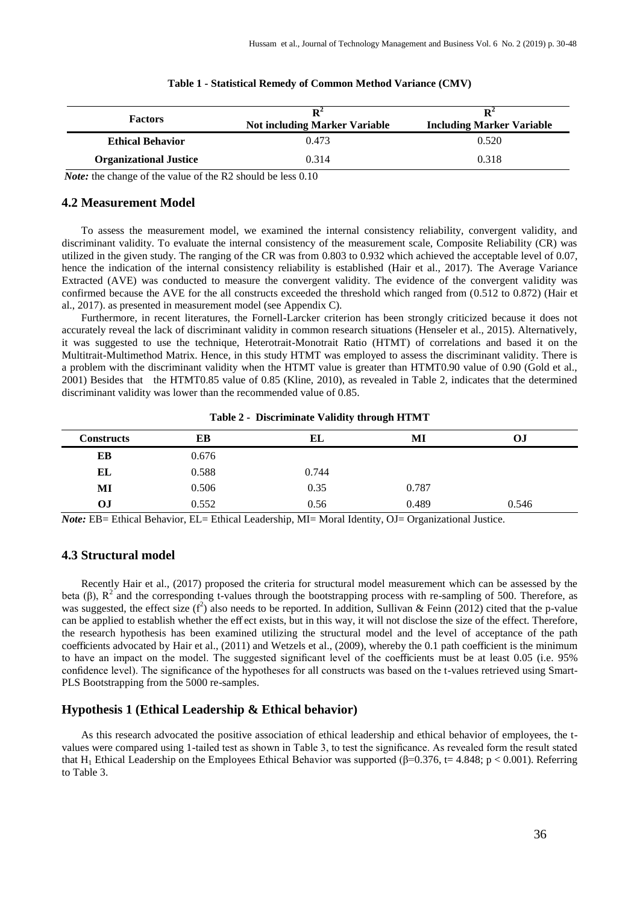**Table 1 - Statistical Remedy of Common Method Variance (CMV)**

| Factors | $R^2$ Not including Marker Variable | $R^2$ Including Marker Variable |
|---|---|---|
| **Ethical Behavior** | 0.473 | 0.520 |
| **Organizational Justice** | 0.314 | 0.318 |

*Note:* the change of the value of the R2 should be less 0.10

## 4.2 Measurement Model

To assess the measurement model, we examined the internal consistency reliability, convergent validity, and discriminant validity. To evaluate the internal consistency of the measurement scale, Composite Reliability (CR) was utilized in the given study. The ranging of the CR was from 0.803 to 0.932 which achieved the acceptable level of 0.07, hence the indication of the internal consistency reliability is established (Hair et al., 2017). The Average Variance Extracted (AVE) was conducted to measure the convergent validity. The evidence of the convergent validity was confirmed because the AVE for the all constructs exceeded the threshold which ranged from (0.512 to 0.872) (Hair et al., 2017). as presented in measurement model (see Appendix C).

Furthermore, in recent literatures, the Fornell-Larcker criterion has been strongly criticized because it does not accurately reveal the lack of discriminant validity in common research situations (Henseler et al., 2015). Alternatively, it was suggested to use the technique, Heterotrait-Monotrait Ratio (HTMT) of correlations and based it on the Multitrait-Multimethod Matrix. Hence, in this study HTMT was employed to assess the discriminant validity. There is a problem with the discriminant validity when the HTMT value is greater than HTMT0.90 value of 0.90 (Gold et al., 2001) Besides that the HTMT0.85 value of 0.85 (Kline, 2010), as revealed in Table 2, indicates that the determined discriminant validity was lower than the recommended value of 0.85.

**Table 2 - Discriminate Validity through HTMT**

| Constructs | EB | EL | MI | OJ |
|---|---|---|---|---|
| **EB** | 0.676 | | | |
| **EL** | 0.588 | 0.744 | | |
| **MI** | 0.506 | 0.35 | 0.787 | |
| **OJ** | 0.552 | 0.56 | 0.489 | 0.546 |

*Note:* EB= Ethical Behavior, EL= Ethical Leadership, MI= Moral Identity, OJ= Organizational Justice.

## 4.3 Structural model

Recently Hair et al., (2017) proposed the criteria for structural model measurement which can be assessed by the beta (β), $R^2$ and the corresponding t-values through the bootstrapping process with re-sampling of 500. Therefore, as was suggested, the effect size ($f^2$) also needs to be reported. In addition, Sullivan & Feinn (2012) cited that the p-value can be applied to establish whether the eff ect exists, but in this way, it will not disclose the size of the effect. Therefore, the research hypothesis has been examined utilizing the structural model and the level of acceptance of the path coefficients advocated by Hair et al., (2011) and Wetzels et al., (2009), whereby the 0.1 path coefficient is the minimum to have an impact on the model. The suggested significant level of the coefficients must be at least 0.05 (i.e. 95% confidence level). The significance of the hypotheses for all constructs was based on the t-values retrieved using Smart-PLS Bootstrapping from the 5000 re-samples.

## Hypothesis 1 (Ethical Leadership & Ethical behavior)

As this research advocated the positive association of ethical leadership and ethical behavior of employees, the t-values were compared using 1-tailed test as shown in Table 3, to test the significance. As revealed form the result stated that $H_1$ Ethical Leadership on the Employees Ethical Behavior was supported (β=0.376, t= 4.848; $p < 0.001$). Referring to Table 3.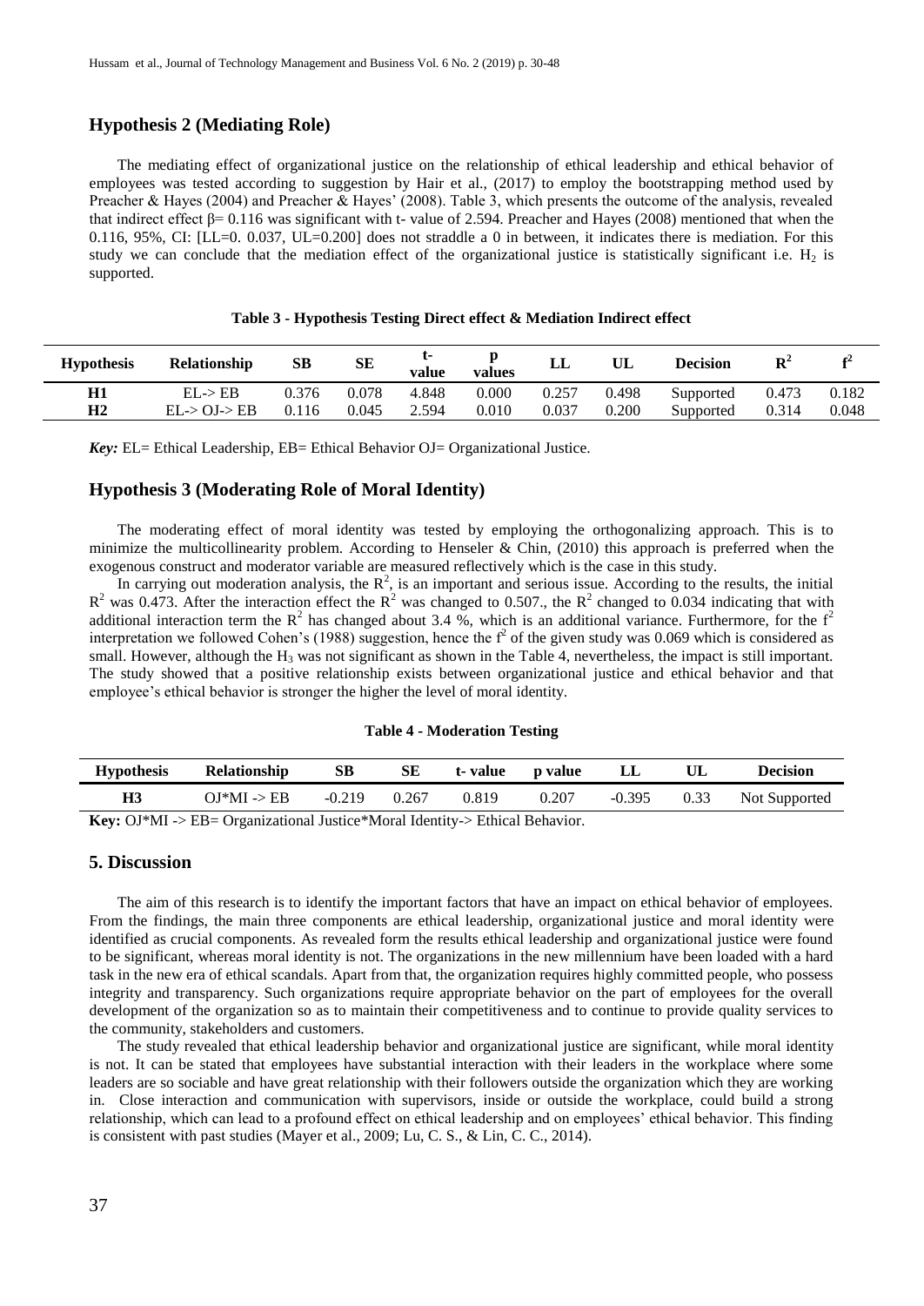## Hypothesis 2 (Mediating Role)

The mediating effect of organizational justice on the relationship of ethical leadership and ethical behavior of employees was tested according to suggestion by Hair et al., (2017) to employ the bootstrapping method used by Preacher & Hayes (2004) and Preacher & Hayes' (2008). Table 3, which presents the outcome of the analysis, revealed that indirect effect β= 0.116 was significant with t- value of 2.594. Preacher and Hayes (2008) mentioned that when the 0.116, 95%, CI: [LL=0. 0.037, UL=0.200] does not straddle a 0 in between, it indicates there is mediation. For this study we can conclude that the mediation effect of the organizational justice is statistically significant i.e. $H_2$ is supported.

**Table 3 - Hypothesis Testing Direct effect & Mediation Indirect effect**

| Hypothesis | Relationship | SB | SE | t-value | p values | LL | UL | Decision | $R^2$ | $f^2$ |
|---|---|---|---|---|---|---|---|---|---|---|
| **H1** | EL-> EB | 0.376 | 0.078 | 4.848 | 0.000 | 0.257 | 0.498 | Supported | 0.473 | 0.182 |
| **H2** | EL-> OJ-> EB | 0.116 | 0.045 | 2.594 | 0.010 | 0.037 | 0.200 | Supported | 0.314 | 0.048 |

***Key:*** EL= Ethical Leadership, EB= Ethical Behavior OJ= Organizational Justice.

## Hypothesis 3 (Moderating Role of Moral Identity)

The moderating effect of moral identity was tested by employing the orthogonalizing approach. This is to minimize the multicollinearity problem. According to Henseler & Chin, (2010) this approach is preferred when the exogenous construct and moderator variable are measured reflectively which is the case in this study.

In carrying out moderation analysis, the $R^2$, is an important and serious issue. According to the results, the initial $R^2$ was 0.473. After the interaction effect the $R^2$ was changed to 0.507., the $R^2$ changed to 0.034 indicating that with additional interaction term the $R^2$ has changed about 3.4 %, which is an additional variance. Furthermore, for the $f^2$ interpretation we followed Cohen's (1988) suggestion, hence the $f^2$ of the given study was 0.069 which is considered as small. However, although the $H_3$ was not significant as shown in the Table 4, nevertheless, the impact is still important. The study showed that a positive relationship exists between organizational justice and ethical behavior and that employee's ethical behavior is stronger the higher the level of moral identity.

**Table 4 - Moderation Testing**

| Hypothesis | Relationship | SB | SE | t- value | p value | LL | UL | Decision |
|---|---|---|---|---|---|---|---|---|
| **H3** | OJ*MI -> EB | -0.219 | 0.267 | 0.819 | 0.207 | -0.395 | 0.33 | Not Supported |

**Key:** OJ*MI -> EB= Organizational Justice*Moral Identity-> Ethical Behavior.

## 5. Discussion

The aim of this research is to identify the important factors that have an impact on ethical behavior of employees. From the findings, the main three components are ethical leadership, organizational justice and moral identity were identified as crucial components. As revealed form the results ethical leadership and organizational justice were found to be significant, whereas moral identity is not. The organizations in the new millennium have been loaded with a hard task in the new era of ethical scandals. Apart from that, the organization requires highly committed people, who possess integrity and transparency. Such organizations require appropriate behavior on the part of employees for the overall development of the organization so as to maintain their competitiveness and to continue to provide quality services to the community, stakeholders and customers.

The study revealed that ethical leadership behavior and organizational justice are significant, while moral identity is not. It can be stated that employees have substantial interaction with their leaders in the workplace where some leaders are so sociable and have great relationship with their followers outside the organization which they are working in. Close interaction and communication with supervisors, inside or outside the workplace, could build a strong relationship, which can lead to a profound effect on ethical leadership and on employees' ethical behavior. This finding is consistent with past studies (Mayer et al., 2009; Lu, C. S., & Lin, C. C., 2014).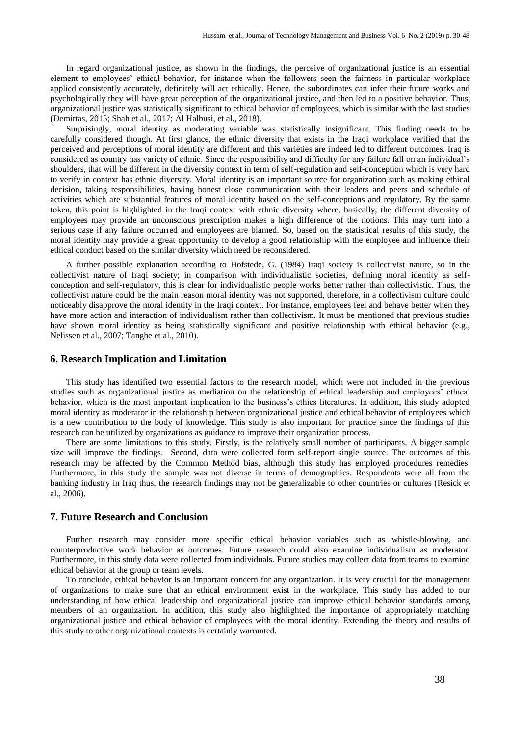In regard organizational justice, as shown in the findings, the perceive of organizational justice is an essential element to employees' ethical behavior, for instance when the followers seen the fairness in particular workplace applied consistently accurately, definitely will act ethically. Hence, the subordinates can infer their future works and psychologically they will have great perception of the organizational justice, and then led to a positive behavior. Thus, organizational justice was statistically significant to ethical behavior of employees, which is similar with the last studies (Demirtas, 2015; Shah et al., 2017; Al Halbusi, et al., 2018).

Surprisingly, moral identity as moderating variable was statistically insignificant. This finding needs to be carefully considered though. At first glance, the ethnic diversity that exists in the Iraqi workplace verified that the perceived and perceptions of moral identity are different and this varieties are indeed led to different outcomes. Iraq is considered as country has variety of ethnic. Since the responsibility and difficulty for any failure fall on an individual's shoulders, that will be different in the diversity context in term of self-regulation and self-conception which is very hard to verify in context has ethnic diversity. Moral identity is an important source for organization such as making ethical decision, taking responsibilities, having honest close communication with their leaders and peers and schedule of activities which are substantial features of moral identity based on the self-conceptions and regulatory. By the same token, this point is highlighted in the Iraqi context with ethnic diversity where, basically, the different diversity of employees may provide an unconscious prescription makes a high difference of the notions. This may turn into a serious case if any failure occurred and employees are blamed. So, based on the statistical results of this study, the moral identity may provide a great opportunity to develop a good relationship with the employee and influence their ethical conduct based on the similar diversity which need be reconsidered.

A further possible explanation according to Hofstede, G. (1984) Iraqi society is collectivist nature, so in the collectivist nature of Iraqi society; in comparison with individualistic societies, defining moral identity as self-conception and self-regulatory, this is clear for individualistic people works better rather than collectivistic. Thus, the collectivist nature could be the main reason moral identity was not supported, therefore, in a collectivism culture could noticeably disapprove the moral identity in the Iraqi context. For instance, employees feel and behave better when they have more action and interaction of individualism rather than collectivism. It must be mentioned that previous studies have shown moral identity as being statistically significant and positive relationship with ethical behavior (e.g., Nelissen et al., 2007; Tanghe et al., 2010).

## 6. Research Implication and Limitation

This study has identified two essential factors to the research model, which were not included in the previous studies such as organizational justice as mediation on the relationship of ethical leadership and employees' ethical behavior, which is the most important implication to the business's ethics literatures. In addition, this study adopted moral identity as moderator in the relationship between organizational justice and ethical behavior of employees which is a new contribution to the body of knowledge. This study is also important for practice since the findings of this research can be utilized by organizations as guidance to improve their organization process.

There are some limitations to this study. Firstly, is the relatively small number of participants. A bigger sample size will improve the findings. Second, data were collected form self-report single source. The outcomes of this research may be affected by the Common Method bias, although this study has employed procedures remedies. Furthermore, in this study the sample was not diverse in terms of demographics. Respondents were all from the banking industry in Iraq thus, the research findings may not be generalizable to other countries or cultures (Resick et al., 2006).

## 7. Future Research and Conclusion

Further research may consider more specific ethical behavior variables such as whistle-blowing, and counterproductive work behavior as outcomes. Future research could also examine individualism as moderator. Furthermore, in this study data were collected from individuals. Future studies may collect data from teams to examine ethical behavior at the group or team levels.

To conclude, ethical behavior is an important concern for any organization. It is very crucial for the management of organizations to make sure that an ethical environment exist in the workplace. This study has added to our understanding of how ethical leadership and organizational justice can improve ethical behavior standards among members of an organization. In addition, this study also highlighted the importance of appropriately matching organizational justice and ethical behavior of employees with the moral identity. Extending the theory and results of this study to other organizational contexts is certainly warranted.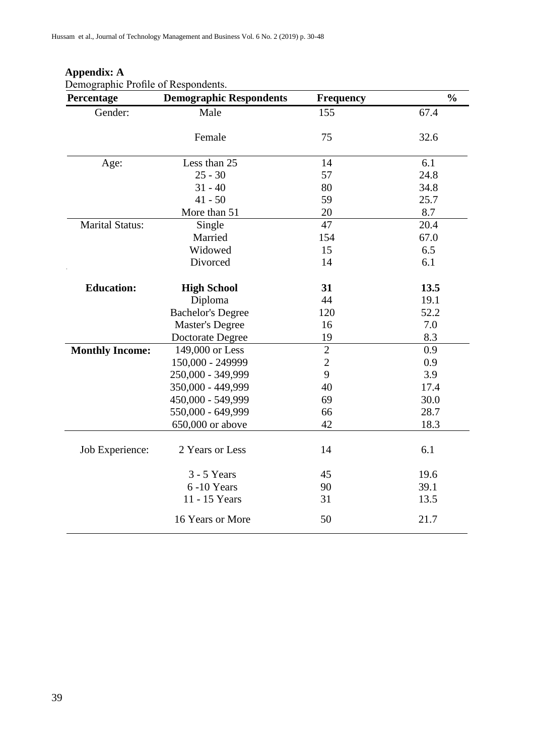**Appendix: A**

Demographic Profile of Respondents.

| Percentage | Demographic Respondents | Frequency | % |
|---|---|---|---|
| Gender: | Male | 155 | 67.4 |
| | Female | 75 | 32.6 |
| Age: | Less than 25 | 14 | 6.1 |
| | 25 - 30 | 57 | 24.8 |
| | 31 - 40 | 80 | 34.8 |
| | 41 - 50 | 59 | 25.7 |
| | More than 51 | 20 | 8.7 |
| Marital Status: | Single | 47 | 20.4 |
| | Married | 154 | 67.0 |
| | Widowed | 15 | 6.5 |
| | Divorced | 14 | 6.1 |
| **Education:** | **High School** | **31** | **13.5** |
| | Diploma | 44 | 19.1 |
| | Bachelor's Degree | 120 | 52.2 |
| | Master's Degree | 16 | 7.0 |
| | Doctorate Degree | 19 | 8.3 |
| **Monthly Income:** | 149,000 or Less | 2 | 0.9 |
| | 150,000 - 249999 | 2 | 0.9 |
| | 250,000 - 349,999 | 9 | 3.9 |
| | 350,000 - 449,999 | 40 | 17.4 |
| | 450,000 - 549,999 | 69 | 30.0 |
| | 550,000 - 649,999 | 66 | 28.7 |
| | 650,000 or above | 42 | 18.3 |
| Job Experience: | 2 Years or Less | 14 | 6.1 |
| | 3 - 5 Years | 45 | 19.6 |
| | 6 -10 Years | 90 | 39.1 |
| | 11 - 15 Years | 31 | 13.5 |
| | 16 Years or More | 50 | 21.7 |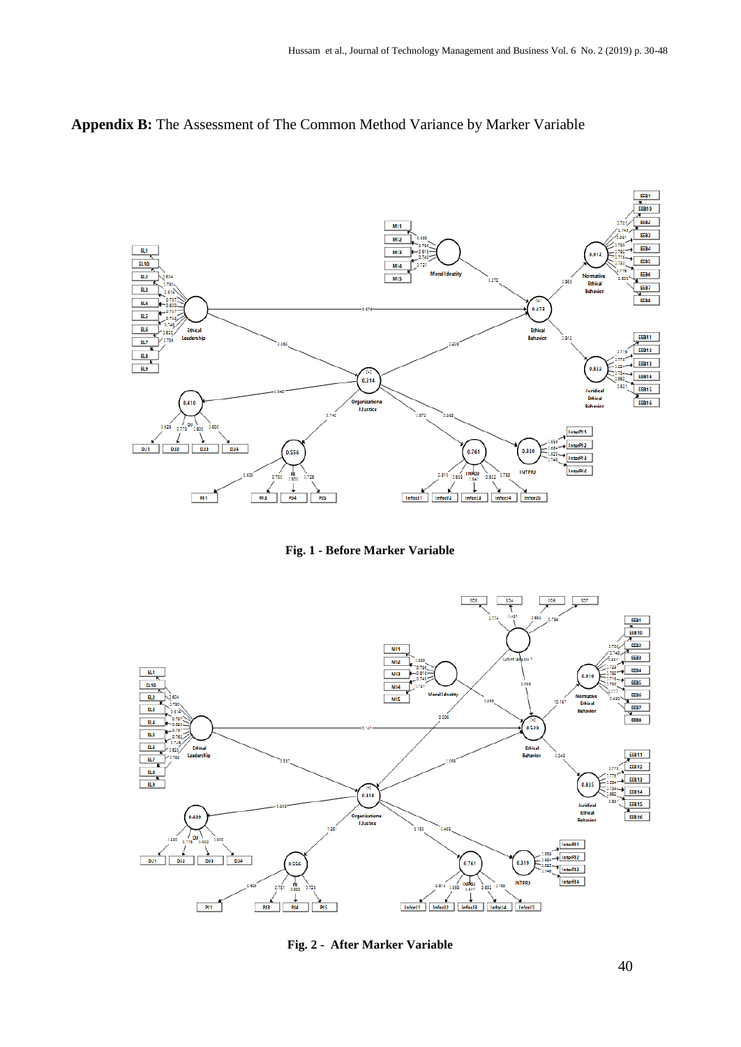**Appendix B:** The Assessment of The Common Method Variance by Marker Variable

**Fig. 1 - Before Marker Variable**

**Fig. 2 - After Marker Variable**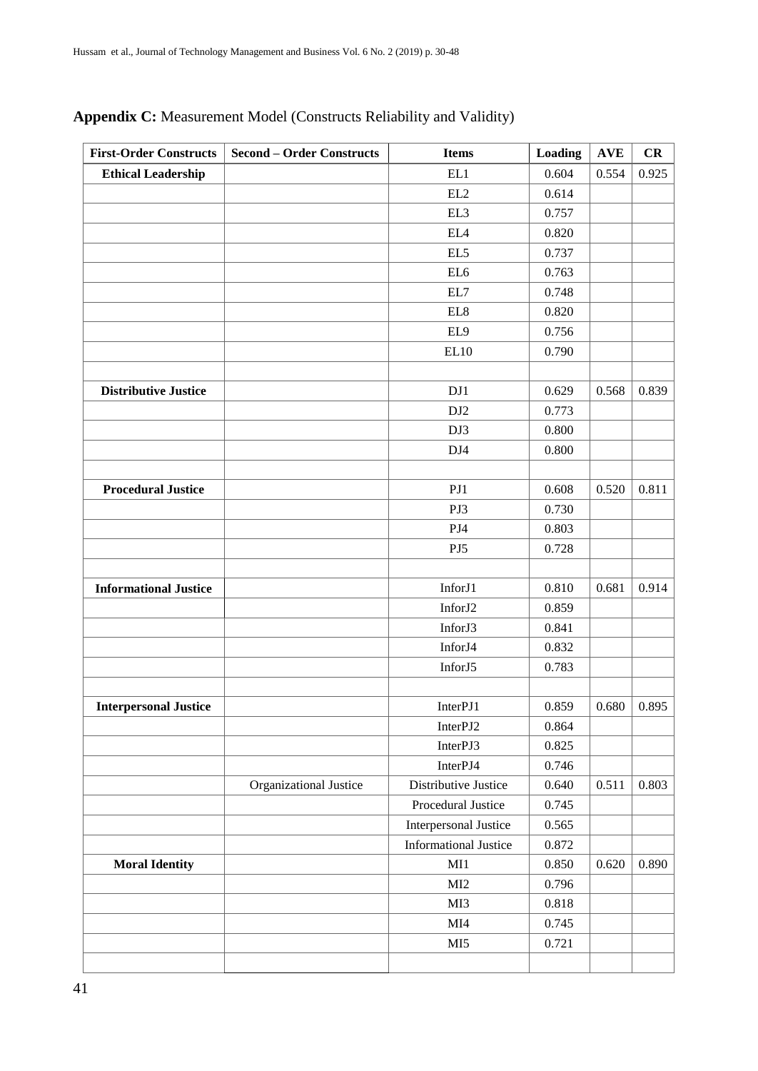**Appendix C:** Measurement Model (Constructs Reliability and Validity)

| First-Order Constructs | Second – Order Constructs | Items | Loading | AVE | CR |
|---|---|---|---|---|---|
| **Ethical Leadership** | | EL1 | 0.604 | 0.554 | 0.925 |
| | | EL2 | 0.614 | | |
| | | EL3 | 0.757 | | |
| | | EL4 | 0.820 | | |
| | | EL5 | 0.737 | | |
| | | EL6 | 0.763 | | |
| | | EL7 | 0.748 | | |
| | | EL8 | 0.820 | | |
| | | EL9 | 0.756 | | |
| | | EL10 | 0.790 | | |
| | | | | | |
| **Distributive Justice** | | DJ1 | 0.629 | 0.568 | 0.839 |
| | | DJ2 | 0.773 | | |
| | | DJ3 | 0.800 | | |
| | | DJ4 | 0.800 | | |
| | | | | | |
| **Procedural Justice** | | PJ1 | 0.608 | 0.520 | 0.811 |
| | | PJ3 | 0.730 | | |
| | | PJ4 | 0.803 | | |
| | | PJ5 | 0.728 | | |
| | | | | | |
| **Informational Justice** | | InforJ1 | 0.810 | 0.681 | 0.914 |
| | | InforJ2 | 0.859 | | |
| | | InforJ3 | 0.841 | | |
| | | InforJ4 | 0.832 | | |
| | | InforJ5 | 0.783 | | |
| | | | | | |
| **Interpersonal Justice** | | InterPJ1 | 0.859 | 0.680 | 0.895 |
| | | InterPJ2 | 0.864 | | |
| | | InterPJ3 | 0.825 | | |
| | | InterPJ4 | 0.746 | | |
| | Organizational Justice | Distributive Justice | 0.640 | 0.511 | 0.803 |
| | | Procedural Justice | 0.745 | | |
| | | Interpersonal Justice | 0.565 | | |
| | | Informational Justice | 0.872 | | |
| **Moral Identity** | | MI1 | 0.850 | 0.620 | 0.890 |
| | | MI2 | 0.796 | | |
| | | MI3 | 0.818 | | |
| | | MI4 | 0.745 | | |
| | | MI5 | 0.721 | | |
| | | | | | |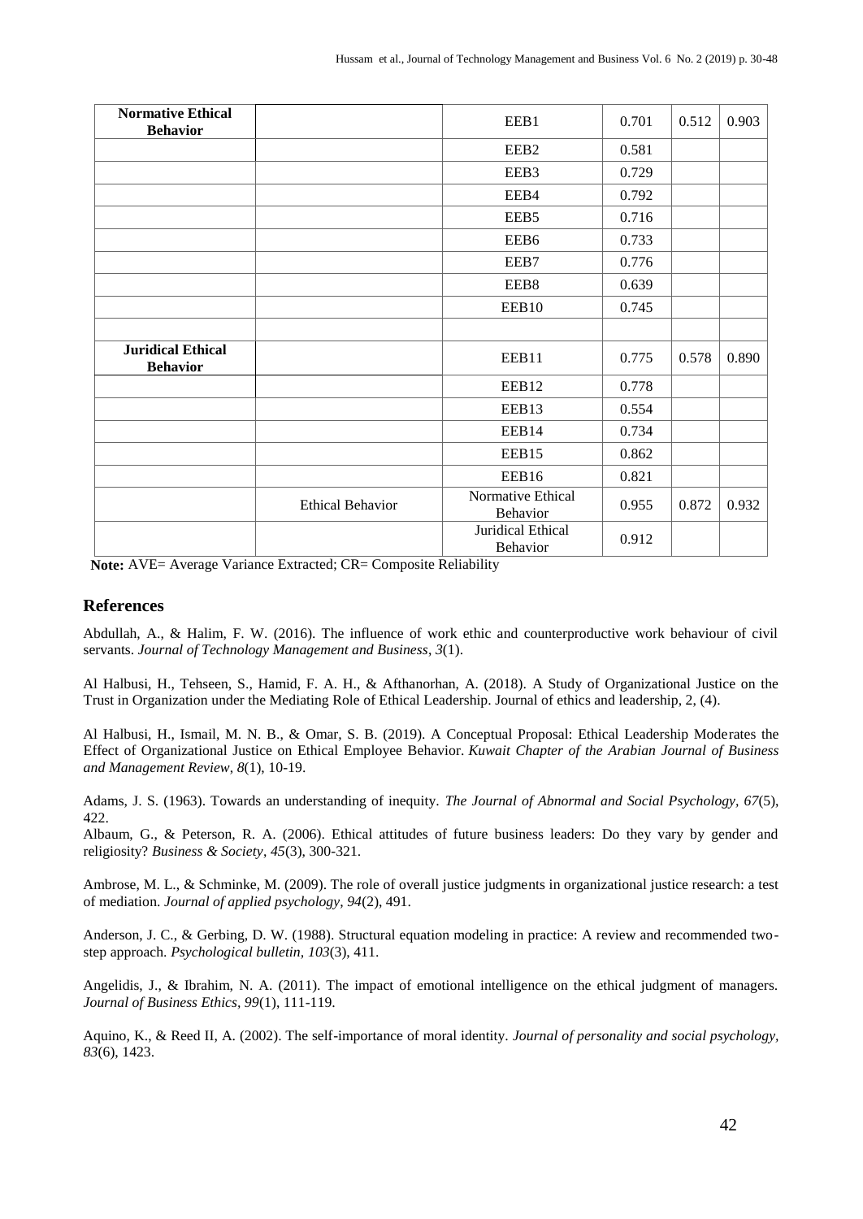| | | | | | |
|---|---|---|---|---|---|
| **Normative Ethical Behavior** | | EEB1 | 0.701 | 0.512 | 0.903 |
| | | EEB2 | 0.581 | | |
| | | EEB3 | 0.729 | | |
| | | EEB4 | 0.792 | | |
| | | EEB5 | 0.716 | | |
| | | EEB6 | 0.733 | | |
| | | EEB7 | 0.776 | | |
| | | EEB8 | 0.639 | | |
| | | EEB10 | 0.745 | | |
| | | | | | |
| **Juridical Ethical Behavior** | | EEB11 | 0.775 | 0.578 | 0.890 |
| | | EEB12 | 0.778 | | |
| | | EEB13 | 0.554 | | |
| | | EEB14 | 0.734 | | |
| | | EEB15 | 0.862 | | |
| | | EEB16 | 0.821 | | |
| | Ethical Behavior | Normative Ethical Behavior | 0.955 | 0.872 | 0.932 |
| | | Juridical Ethical Behavior | 0.912 | | |

**Note:** AVE= Average Variance Extracted; CR= Composite Reliability

## References

Abdullah, A., & Halim, F. W. (2016). The influence of work ethic and counterproductive work behaviour of civil servants. *Journal of Technology Management and Business*, *3*(1).

Al Halbusi, H., Tehseen, S., Hamid, F. A. H., & Afthanorhan, A. (2018). A Study of Organizational Justice on the Trust in Organization under the Mediating Role of Ethical Leadership. Journal of ethics and leadership, 2, (4).

Al Halbusi, H., Ismail, M. N. B., & Omar, S. B. (2019). A Conceptual Proposal: Ethical Leadership Moderates the Effect of Organizational Justice on Ethical Employee Behavior. *Kuwait Chapter of the Arabian Journal of Business and Management Review*, *8*(1), 10-19.

Adams, J. S. (1963). Towards an understanding of inequity. *The Journal of Abnormal and Social Psychology, 67*(5), 422.

Albaum, G., & Peterson, R. A. (2006). Ethical attitudes of future business leaders: Do they vary by gender and religiosity? *Business & Society*, *45*(3), 300-321.

Ambrose, M. L., & Schminke, M. (2009). The role of overall justice judgments in organizational justice research: a test of mediation. *Journal of applied psychology, 94*(2), 491.

Anderson, J. C., & Gerbing, D. W. (1988). Structural equation modeling in practice: A review and recommended two-step approach. *Psychological bulletin, 103*(3), 411.

Angelidis, J., & Ibrahim, N. A. (2011). The impact of emotional intelligence on the ethical judgment of managers. *Journal of Business Ethics, 99*(1), 111-119.

Aquino, K., & Reed II, A. (2002). The self-importance of moral identity. *Journal of personality and social psychology, 83*(6), 1423.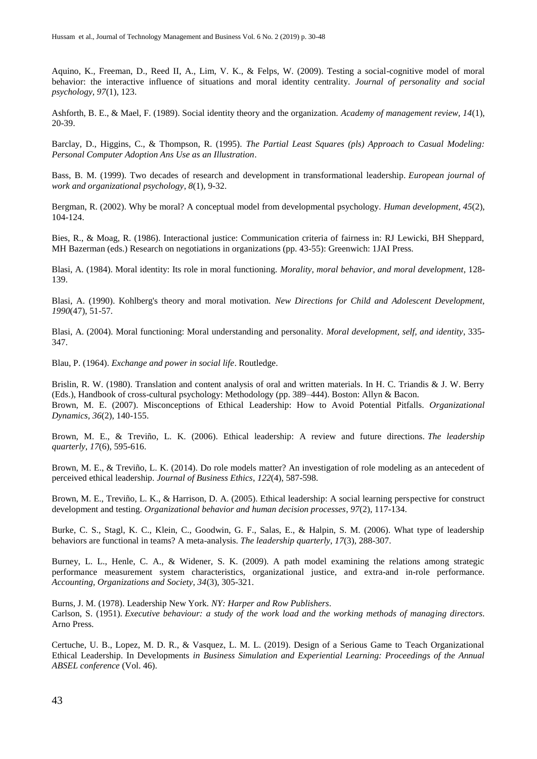Aquino, K., Freeman, D., Reed II, A., Lim, V. K., & Felps, W. (2009). Testing a social-cognitive model of moral behavior: the interactive influence of situations and moral identity centrality. *Journal of personality and social psychology, 97*(1), 123.

Ashforth, B. E., & Mael, F. (1989). Social identity theory and the organization. *Academy of management review, 14*(1), 20-39.

Barclay, D., Higgins, C., & Thompson, R. (1995). *The Partial Least Squares (pls) Approach to Casual Modeling: Personal Computer Adoption Ans Use as an Illustration*.

Bass, B. M. (1999). Two decades of research and development in transformational leadership. *European journal of work and organizational psychology*, *8*(1), 9-32.

Bergman, R. (2002). Why be moral? A conceptual model from developmental psychology. *Human development, 45*(2), 104-124.

Bies, R., & Moag, R. (1986). Interactional justice: Communication criteria of fairness in: RJ Lewicki, BH Sheppard, MH Bazerman (eds.) Research on negotiations in organizations (pp. 43-55): Greenwich: 1JAI Press.

Blasi, A. (1984). Moral identity: Its role in moral functioning. *Morality, moral behavior, and moral development*, 128-139.

Blasi, A. (1990). Kohlberg's theory and moral motivation. *New Directions for Child and Adolescent Development, 1990*(47), 51-57.

Blasi, A. (2004). Moral functioning: Moral understanding and personality. *Moral development, self, and identity*, 335-347.

Blau, P. (1964). *Exchange and power in social life*. Routledge.

Brislin, R. W. (1980). Translation and content analysis of oral and written materials. In H. C. Triandis & J. W. Berry (Eds.), Handbook of cross-cultural psychology: Methodology (pp. 389–444). Boston: Allyn & Bacon.

Brown, M. E. (2007). Misconceptions of Ethical Leadership: How to Avoid Potential Pitfalls. *Organizational Dynamics, 36*(2), 140-155.

Brown, M. E., & Treviño, L. K. (2006). Ethical leadership: A review and future directions. *The leadership quarterly*, *17*(6), 595-616.

Brown, M. E., & Treviño, L. K. (2014). Do role models matter? An investigation of role modeling as an antecedent of perceived ethical leadership. *Journal of Business Ethics*, *122*(4), 587-598.

Brown, M. E., Treviño, L. K., & Harrison, D. A. (2005). Ethical leadership: A social learning perspective for construct development and testing. *Organizational behavior and human decision processes, 97*(2), 117-134.

Burke, C. S., Stagl, K. C., Klein, C., Goodwin, G. F., Salas, E., & Halpin, S. M. (2006). What type of leadership behaviors are functional in teams? A meta-analysis. *The leadership quarterly*, *17*(3), 288-307.

Burney, L. L., Henle, C. A., & Widener, S. K. (2009). A path model examining the relations among strategic performance measurement system characteristics, organizational justice, and extra-and in-role performance. *Accounting, Organizations and Society, 34*(3), 305-321.

Burns, J. M. (1978). Leadership New York. *NY: Harper and Row Publishers*.

Carlson, S. (1951). *Executive behaviour: a study of the work load and the working methods of managing directors*. Arno Press.

Certuche, U. B., Lopez, M. D. R., & Vasquez, L. M. L. (2019). Design of a Serious Game to Teach Organizational Ethical Leadership. In Developments *in Business Simulation and Experiential Learning: Proceedings of the Annual ABSEL conference* (Vol. 46).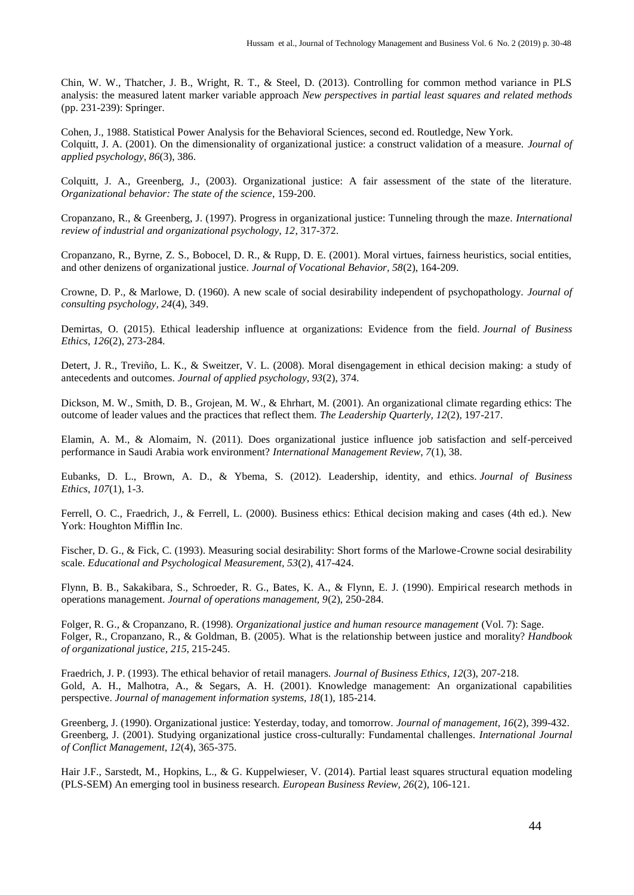Chin, W. W., Thatcher, J. B., Wright, R. T., & Steel, D. (2013). Controlling for common method variance in PLS analysis: the measured latent marker variable approach *New perspectives in partial least squares and related methods* (pp. 231-239): Springer.

Cohen, J., 1988. Statistical Power Analysis for the Behavioral Sciences, second ed. Routledge, New York.

Colquitt, J. A. (2001). On the dimensionality of organizational justice: a construct validation of a measure. *Journal of applied psychology, 86*(3), 386.

Colquitt, J. A., Greenberg, J., (2003). Organizational justice: A fair assessment of the state of the literature. *Organizational behavior: The state of the science*, 159-200.

Cropanzano, R., & Greenberg, J. (1997). Progress in organizational justice: Tunneling through the maze. *International review of industrial and organizational psychology, 12*, 317-372.

Cropanzano, R., Byrne, Z. S., Bobocel, D. R., & Rupp, D. E. (2001). Moral virtues, fairness heuristics, social entities, and other denizens of organizational justice. *Journal of Vocational Behavior, 58*(2), 164-209.

Crowne, D. P., & Marlowe, D. (1960). A new scale of social desirability independent of psychopathology. *Journal of consulting psychology, 24*(4), 349.

Demirtas, O. (2015). Ethical leadership influence at organizations: Evidence from the field. *Journal of Business Ethics, 126*(2), 273-284.

Detert, J. R., Treviño, L. K., & Sweitzer, V. L. (2008). Moral disengagement in ethical decision making: a study of antecedents and outcomes. *Journal of applied psychology, 93*(2), 374.

Dickson, M. W., Smith, D. B., Grojean, M. W., & Ehrhart, M. (2001). An organizational climate regarding ethics: The outcome of leader values and the practices that reflect them. *The Leadership Quarterly, 12*(2), 197-217.

Elamin, A. M., & Alomaim, N. (2011). Does organizational justice influence job satisfaction and self-perceived performance in Saudi Arabia work environment? *International Management Review, 7*(1), 38.

Eubanks, D. L., Brown, A. D., & Ybema, S. (2012). Leadership, identity, and ethics. *Journal of Business Ethics, 107*(1), 1-3.

Ferrell, O. C., Fraedrich, J., & Ferrell, L. (2000). Business ethics: Ethical decision making and cases (4th ed.). New York: Houghton Mifflin Inc.

Fischer, D. G., & Fick, C. (1993). Measuring social desirability: Short forms of the Marlowe-Crowne social desirability scale. *Educational and Psychological Measurement, 53*(2), 417-424.

Flynn, B. B., Sakakibara, S., Schroeder, R. G., Bates, K. A., & Flynn, E. J. (1990). Empirical research methods in operations management. *Journal of operations management, 9*(2), 250-284.

Folger, R. G., & Cropanzano, R. (1998). *Organizational justice and human resource management* (Vol. 7): Sage.

Folger, R., Cropanzano, R., & Goldman, B. (2005). What is the relationship between justice and morality? *Handbook of organizational justice, 215*, 215-245.

Fraedrich, J. P. (1993). The ethical behavior of retail managers. *Journal of Business Ethics, 12*(3), 207-218.

Gold, A. H., Malhotra, A., & Segars, A. H. (2001). Knowledge management: An organizational capabilities perspective. *Journal of management information systems, 18*(1), 185-214.

Greenberg, J. (1990). Organizational justice: Yesterday, today, and tomorrow. *Journal of management, 16*(2), 399-432.

Greenberg, J. (2001). Studying organizational justice cross-culturally: Fundamental challenges. *International Journal of Conflict Management, 12*(4), 365-375.

Hair J.F., Sarstedt, M., Hopkins, L., & G. Kuppelwieser, V. (2014). Partial least squares structural equation modeling (PLS-SEM) An emerging tool in business research. *European Business Review, 26*(2), 106-121.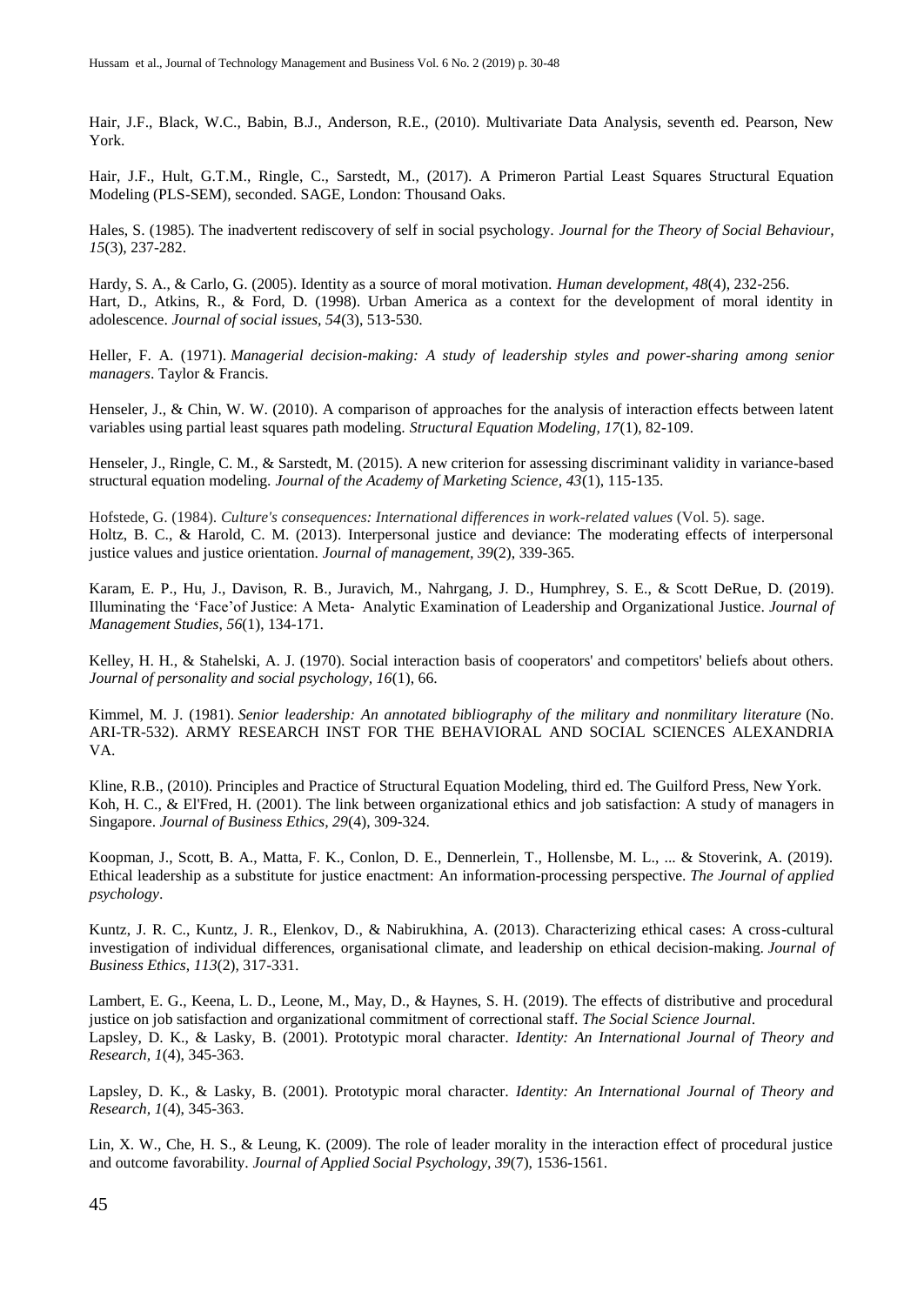Hair, J.F., Black, W.C., Babin, B.J., Anderson, R.E., (2010). Multivariate Data Analysis, seventh ed. Pearson, New York.

Hair, J.F., Hult, G.T.M., Ringle, C., Sarstedt, M., (2017). A Primeron Partial Least Squares Structural Equation Modeling (PLS-SEM), seconded. SAGE, London: Thousand Oaks.

Hales, S. (1985). The inadvertent rediscovery of self in social psychology. *Journal for the Theory of Social Behaviour*, *15*(3), 237-282.

Hardy, S. A., & Carlo, G. (2005). Identity as a source of moral motivation. *Human development*, *48*(4), 232-256.

Hart, D., Atkins, R., & Ford, D. (1998). Urban America as a context for the development of moral identity in adolescence. *Journal of social issues*, *54*(3), 513-530.

Heller, F. A. (1971). *Managerial decision-making: A study of leadership styles and power-sharing among senior managers*. Taylor & Francis.

Henseler, J., & Chin, W. W. (2010). A comparison of approaches for the analysis of interaction effects between latent variables using partial least squares path modeling. *Structural Equation Modeling*, *17*(1), 82-109.

Henseler, J., Ringle, C. M., & Sarstedt, M. (2015). A new criterion for assessing discriminant validity in variance-based structural equation modeling. *Journal of the Academy of Marketing Science*, *43*(1), 115-135.

Hofstede, G. (1984). *Culture's consequences: International differences in work-related values* (Vol. 5). sage.

Holtz, B. C., & Harold, C. M. (2013). Interpersonal justice and deviance: The moderating effects of interpersonal justice values and justice orientation. *Journal of management*, *39*(2), 339-365.

Karam, E. P., Hu, J., Davison, R. B., Juravich, M., Nahrgang, J. D., Humphrey, S. E., & Scott DeRue, D. (2019). Illuminating the 'Face'of Justice: A Meta‐ Analytic Examination of Leadership and Organizational Justice. *Journal of Management Studies*, *56*(1), 134-171.

Kelley, H. H., & Stahelski, A. J. (1970). Social interaction basis of cooperators' and competitors' beliefs about others. *Journal of personality and social psychology*, *16*(1), 66.

Kimmel, M. J. (1981). *Senior leadership: An annotated bibliography of the military and nonmilitary literature* (No. ARI-TR-532). ARMY RESEARCH INST FOR THE BEHAVIORAL AND SOCIAL SCIENCES ALEXANDRIA VA.

Kline, R.B., (2010). Principles and Practice of Structural Equation Modeling, third ed. The Guilford Press, New York.

Koh, H. C., & El'Fred, H. (2001). The link between organizational ethics and job satisfaction: A study of managers in Singapore. *Journal of Business Ethics*, *29*(4), 309-324.

Koopman, J., Scott, B. A., Matta, F. K., Conlon, D. E., Dennerlein, T., Hollensbe, M. L., ... & Stoverink, A. (2019). Ethical leadership as a substitute for justice enactment: An information-processing perspective. *The Journal of applied psychology*.

Kuntz, J. R. C., Kuntz, J. R., Elenkov, D., & Nabirukhina, A. (2013). Characterizing ethical cases: A cross-cultural investigation of individual differences, organisational climate, and leadership on ethical decision-making. *Journal of Business Ethics*, *113*(2), 317-331.

Lambert, E. G., Keena, L. D., Leone, M., May, D., & Haynes, S. H. (2019). The effects of distributive and procedural justice on job satisfaction and organizational commitment of correctional staff. *The Social Science Journal*.

Lapsley, D. K., & Lasky, B. (2001). Prototypic moral character. *Identity: An International Journal of Theory and Research*, *1*(4), 345-363.

Lapsley, D. K., & Lasky, B. (2001). Prototypic moral character. *Identity: An International Journal of Theory and Research*, *1*(4), 345-363.

Lin, X. W., Che, H. S., & Leung, K. (2009). The role of leader morality in the interaction effect of procedural justice and outcome favorability. *Journal of Applied Social Psychology*, *39*(7), 1536-1561.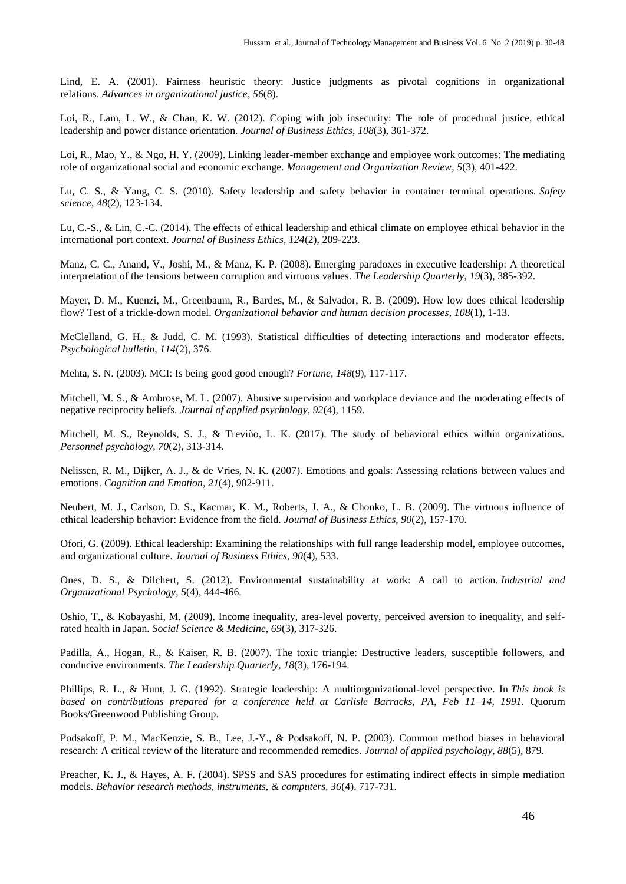Lind, E. A. (2001). Fairness heuristic theory: Justice judgments as pivotal cognitions in organizational relations. *Advances in organizational justice*, *56*(8).

Loi, R., Lam, L. W., & Chan, K. W. (2012). Coping with job insecurity: The role of procedural justice, ethical leadership and power distance orientation. *Journal of Business Ethics*, *108*(3), 361-372.

Loi, R., Mao, Y., & Ngo, H. Y. (2009). Linking leader-member exchange and employee work outcomes: The mediating role of organizational social and economic exchange. *Management and Organization Review*, *5*(3), 401-422.

Lu, C. S., & Yang, C. S. (2010). Safety leadership and safety behavior in container terminal operations. *Safety science*, *48*(2), 123-134.

Lu, C.-S., & Lin, C.-C. (2014). The effects of ethical leadership and ethical climate on employee ethical behavior in the international port context. *Journal of Business Ethics, 124*(2), 209-223.

Manz, C. C., Anand, V., Joshi, M., & Manz, K. P. (2008). Emerging paradoxes in executive leadership: A theoretical interpretation of the tensions between corruption and virtuous values. *The Leadership Quarterly*, *19*(3), 385-392.

Mayer, D. M., Kuenzi, M., Greenbaum, R., Bardes, M., & Salvador, R. B. (2009). How low does ethical leadership flow? Test of a trickle-down model. *Organizational behavior and human decision processes*, *108*(1), 1-13.

McClelland, G. H., & Judd, C. M. (1993). Statistical difficulties of detecting interactions and moderator effects. *Psychological bulletin, 114*(2), 376.

Mehta, S. N. (2003). MCI: Is being good good enough? *Fortune*, *148*(9), 117-117.

Mitchell, M. S., & Ambrose, M. L. (2007). Abusive supervision and workplace deviance and the moderating effects of negative reciprocity beliefs. *Journal of applied psychology, 92*(4), 1159.

Mitchell, M. S., Reynolds, S. J., & Treviño, L. K. (2017). The study of behavioral ethics within organizations. *Personnel psychology*, *70*(2), 313-314.

Nelissen, R. M., Dijker, A. J., & de Vries, N. K. (2007). Emotions and goals: Assessing relations between values and emotions. *Cognition and Emotion*, *21*(4), 902-911.

Neubert, M. J., Carlson, D. S., Kacmar, K. M., Roberts, J. A., & Chonko, L. B. (2009). The virtuous influence of ethical leadership behavior: Evidence from the field. *Journal of Business Ethics*, *90*(2), 157-170.

Ofori, G. (2009). Ethical leadership: Examining the relationships with full range leadership model, employee outcomes, and organizational culture. *Journal of Business Ethics, 90*(4), 533.

Ones, D. S., & Dilchert, S. (2012). Environmental sustainability at work: A call to action. *Industrial and Organizational Psychology*, *5*(4), 444-466.

Oshio, T., & Kobayashi, M. (2009). Income inequality, area-level poverty, perceived aversion to inequality, and self-rated health in Japan. *Social Science & Medicine, 69*(3), 317-326.

Padilla, A., Hogan, R., & Kaiser, R. B. (2007). The toxic triangle: Destructive leaders, susceptible followers, and conducive environments. *The Leadership Quarterly*, *18*(3), 176-194.

Phillips, R. L., & Hunt, J. G. (1992). Strategic leadership: A multiorganizational-level perspective. In *This book is based on contributions prepared for a conference held at Carlisle Barracks, PA, Feb 11–14, 1991.* Quorum Books/Greenwood Publishing Group.

Podsakoff, P. M., MacKenzie, S. B., Lee, J.-Y., & Podsakoff, N. P. (2003). Common method biases in behavioral research: A critical review of the literature and recommended remedies. *Journal of applied psychology, 88*(5), 879.

Preacher, K. J., & Hayes, A. F. (2004). SPSS and SAS procedures for estimating indirect effects in simple mediation models. *Behavior research methods, instruments, & computers, 36*(4), 717-731.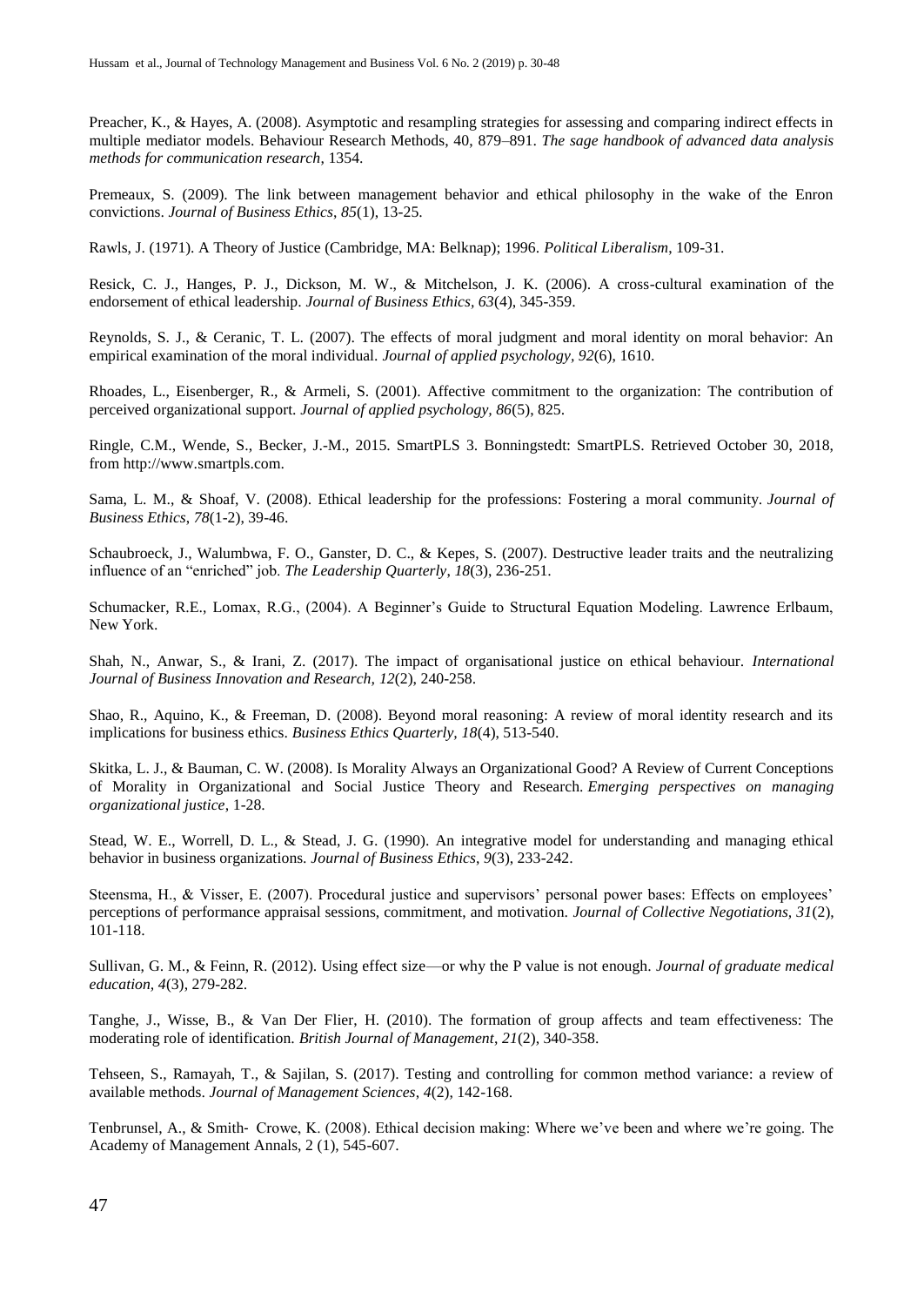Preacher, K., & Hayes, A. (2008). Asymptotic and resampling strategies for assessing and comparing indirect effects in multiple mediator models. Behaviour Research Methods, 40, 879–891. *The sage handbook of advanced data analysis methods for communication research*, 1354.

Premeaux, S. (2009). The link between management behavior and ethical philosophy in the wake of the Enron convictions. *Journal of Business Ethics*, *85*(1), 13-25.

Rawls, J. (1971). A Theory of Justice (Cambridge, MA: Belknap); 1996. *Political Liberalism*, 109-31.

Resick, C. J., Hanges, P. J., Dickson, M. W., & Mitchelson, J. K. (2006). A cross-cultural examination of the endorsement of ethical leadership. *Journal of Business Ethics*, *63*(4), 345-359.

Reynolds, S. J., & Ceranic, T. L. (2007). The effects of moral judgment and moral identity on moral behavior: An empirical examination of the moral individual. *Journal of applied psychology*, *92*(6), 1610.

Rhoades, L., Eisenberger, R., & Armeli, S. (2001). Affective commitment to the organization: The contribution of perceived organizational support. *Journal of applied psychology*, *86*(5), 825.

Ringle, C.M., Wende, S., Becker, J.-M., 2015. SmartPLS 3. Bonningstedt: SmartPLS. Retrieved October 30, 2018, from http://www.smartpls.com.

Sama, L. M., & Shoaf, V. (2008). Ethical leadership for the professions: Fostering a moral community. *Journal of Business Ethics*, *78*(1-2), 39-46.

Schaubroeck, J., Walumbwa, F. O., Ganster, D. C., & Kepes, S. (2007). Destructive leader traits and the neutralizing influence of an "enriched" job. *The Leadership Quarterly*, *18*(3), 236-251.

Schumacker, R.E., Lomax, R.G., (2004). A Beginner's Guide to Structural Equation Modeling. Lawrence Erlbaum, New York.

Shah, N., Anwar, S., & Irani, Z. (2017). The impact of organisational justice on ethical behaviour. *International Journal of Business Innovation and Research*, *12*(2), 240-258.

Shao, R., Aquino, K., & Freeman, D. (2008). Beyond moral reasoning: A review of moral identity research and its implications for business ethics. *Business Ethics Quarterly*, *18*(4), 513-540.

Skitka, L. J., & Bauman, C. W. (2008). Is Morality Always an Organizational Good? A Review of Current Conceptions of Morality in Organizational and Social Justice Theory and Research. *Emerging perspectives on managing organizational justice*, 1-28.

Stead, W. E., Worrell, D. L., & Stead, J. G. (1990). An integrative model for understanding and managing ethical behavior in business organizations. *Journal of Business Ethics*, *9*(3), 233-242.

Steensma, H., & Visser, E. (2007). Procedural justice and supervisors' personal power bases: Effects on employees' perceptions of performance appraisal sessions, commitment, and motivation. *Journal of Collective Negotiations*, *31*(2), 101-118.

Sullivan, G. M., & Feinn, R. (2012). Using effect size—or why the P value is not enough. *Journal of graduate medical education*, *4*(3), 279-282.

Tanghe, J., Wisse, B., & Van Der Flier, H. (2010). The formation of group affects and team effectiveness: The moderating role of identification. *British Journal of Management*, *21*(2), 340-358.

Tehseen, S., Ramayah, T., & Sajilan, S. (2017). Testing and controlling for common method variance: a review of available methods. *Journal of Management Sciences*, *4*(2), 142-168.

Tenbrunsel, A., & Smith‐ Crowe, K. (2008). Ethical decision making: Where we've been and where we're going. The Academy of Management Annals, 2 (1), 545-607.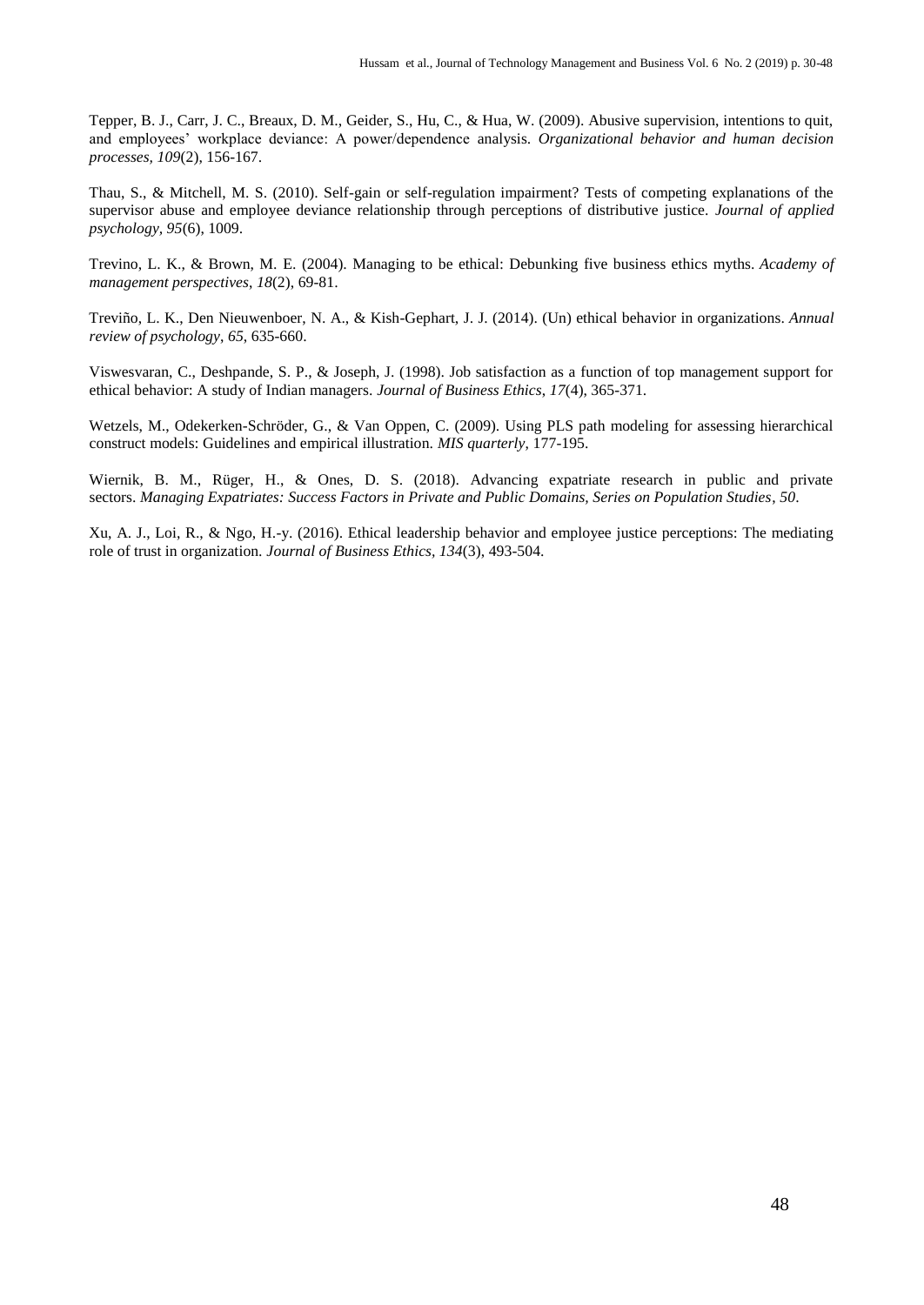Tepper, B. J., Carr, J. C., Breaux, D. M., Geider, S., Hu, C., & Hua, W. (2009). Abusive supervision, intentions to quit, and employees' workplace deviance: A power/dependence analysis. *Organizational behavior and human decision processes, 109*(2), 156-167.

Thau, S., & Mitchell, M. S. (2010). Self-gain or self-regulation impairment? Tests of competing explanations of the supervisor abuse and employee deviance relationship through perceptions of distributive justice. *Journal of applied psychology, 95*(6), 1009.

Trevino, L. K., & Brown, M. E. (2004). Managing to be ethical: Debunking five business ethics myths. *Academy of management perspectives, 18*(2), 69-81.

Treviño, L. K., Den Nieuwenboer, N. A., & Kish-Gephart, J. J. (2014). (Un) ethical behavior in organizations. *Annual review of psychology, 65*, 635-660.

Viswesvaran, C., Deshpande, S. P., & Joseph, J. (1998). Job satisfaction as a function of top management support for ethical behavior: A study of Indian managers. *Journal of Business Ethics, 17*(4), 365-371.

Wetzels, M., Odekerken-Schröder, G., & Van Oppen, C. (2009). Using PLS path modeling for assessing hierarchical construct models: Guidelines and empirical illustration. *MIS quarterly*, 177-195.

Wiernik, B. M., Rüger, H., & Ones, D. S. (2018). Advancing expatriate research in public and private sectors. *Managing Expatriates: Success Factors in Private and Public Domains, Series on Population Studies, 50*.

Xu, A. J., Loi, R., & Ngo, H.-y. (2016). Ethical leadership behavior and employee justice perceptions: The mediating role of trust in organization. *Journal of Business Ethics, 134*(3), 493-504.